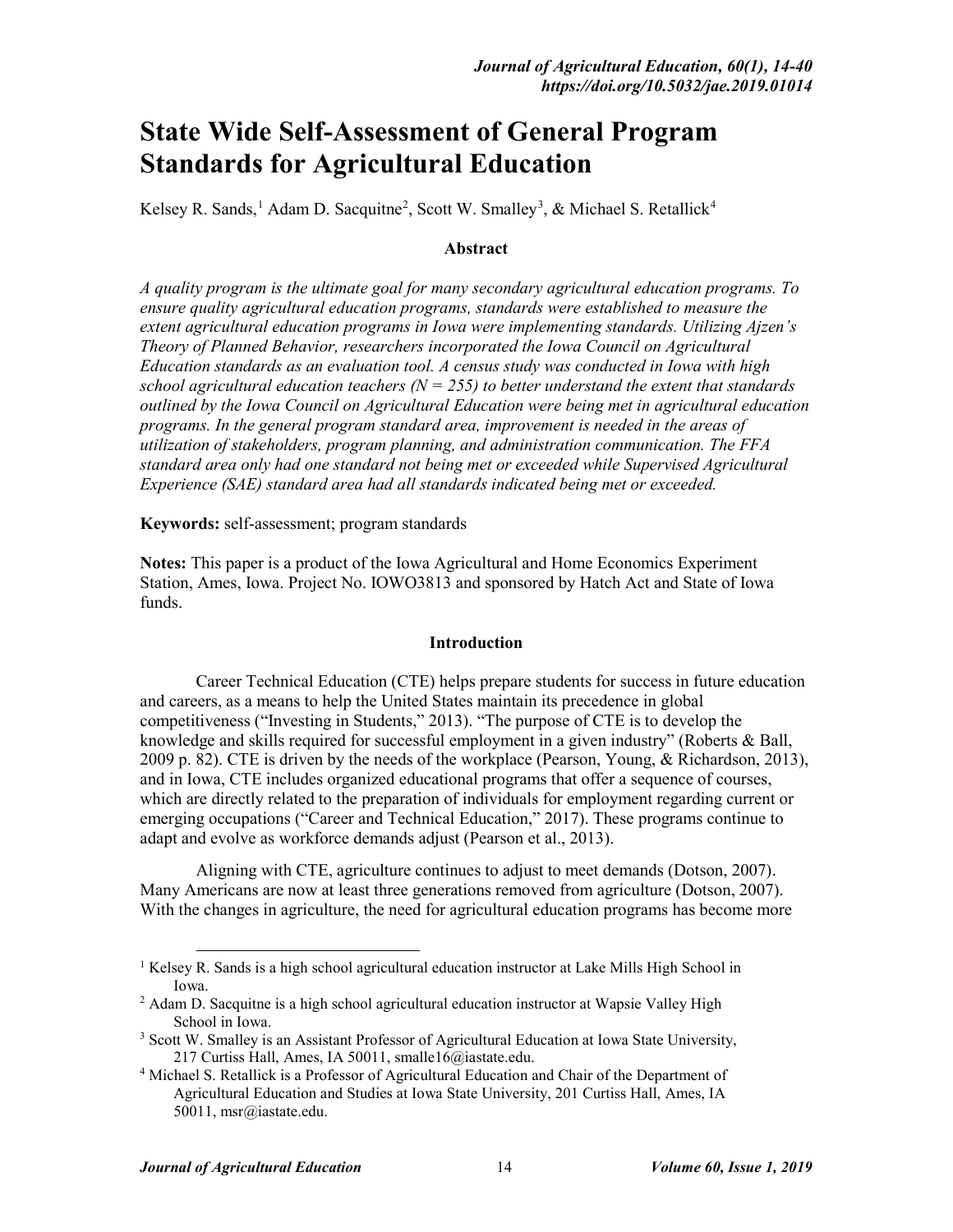# State Wide Self-Assessment of General Program Standards for Agricultural Education

Kelsey R. Sands,[1] Adam D. Sacquitne[2], Scott W. Smalley[3], & Michael S. Retallick[4]

## Abstract

*A quality program is the ultimate goal for many secondary agricultural education programs. To ensure quality agricultural education programs, standards were established to measure the extent agricultural education programs in Iowa were implementing standards. Utilizing Ajzen's Theory of Planned Behavior, researchers incorporated the Iowa Council on Agricultural Education standards as an evaluation tool. A census study was conducted in Iowa with high school agricultural education teachers (N = 255) to better understand the extent that standards outlined by the Iowa Council on Agricultural Education were being met in agricultural education programs. In the general program standard area, improvement is needed in the areas of utilization of stakeholders, program planning, and administration communication. The FFA standard area only had one standard not being met or exceeded while Supervised Agricultural Experience (SAE) standard area had all standards indicated being met or exceeded.*

**Keywords:** self-assessment; program standards

**Notes:** This paper is a product of the Iowa Agricultural and Home Economics Experiment Station, Ames, Iowa. Project No. IOWO3813 and sponsored by Hatch Act and State of Iowa funds.

## Introduction

Career Technical Education (CTE) helps prepare students for success in future education and careers, as a means to help the United States maintain its precedence in global competitiveness ("Investing in Students," 2013). "The purpose of CTE is to develop the knowledge and skills required for successful employment in a given industry" (Roberts & Ball, 2009 p. 82). CTE is driven by the needs of the workplace (Pearson, Young, & Richardson, 2013), and in Iowa, CTE includes organized educational programs that offer a sequence of courses, which are directly related to the preparation of individuals for employment regarding current or emerging occupations ("Career and Technical Education," 2017). These programs continue to adapt and evolve as workforce demands adjust (Pearson et al., 2013).

Aligning with CTE, agriculture continues to adjust to meet demands (Dotson, 2007). Many Americans are now at least three generations removed from agriculture (Dotson, 2007). With the changes in agriculture, the need for agricultural education programs has become more

---

[1] Kelsey R. Sands is a high school agricultural education instructor at Lake Mills High School in Iowa.

[2] Adam D. Sacquitne is a high school agricultural education instructor at Wapsie Valley High School in Iowa.

[3] Scott W. Smalley is an Assistant Professor of Agricultural Education at Iowa State University, 217 Curtiss Hall, Ames, IA 50011, smalle16@iastate.edu.

[4] Michael S. Retallick is a Professor of Agricultural Education and Chair of the Department of Agricultural Education and Studies at Iowa State University, 201 Curtiss Hall, Ames, IA 50011, msr@iastate.edu.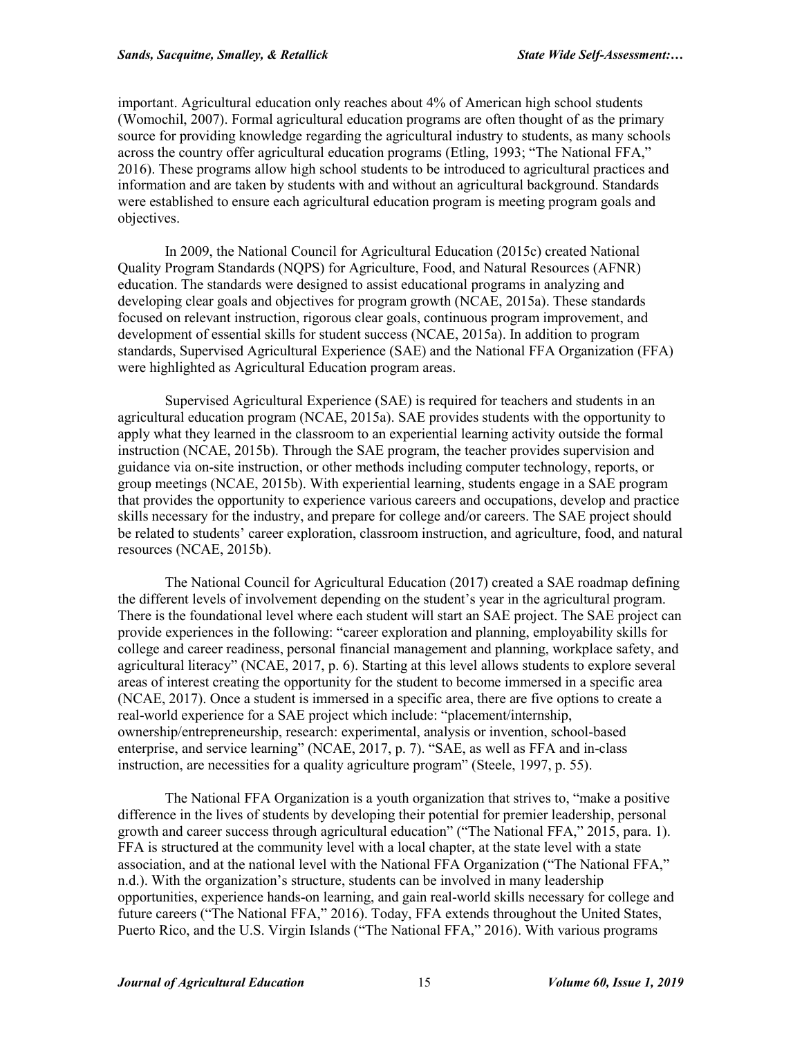important. Agricultural education only reaches about 4% of American high school students (Womochil, 2007). Formal agricultural education programs are often thought of as the primary source for providing knowledge regarding the agricultural industry to students, as many schools across the country offer agricultural education programs (Etling, 1993; "The National FFA," 2016). These programs allow high school students to be introduced to agricultural practices and information and are taken by students with and without an agricultural background. Standards were established to ensure each agricultural education program is meeting program goals and objectives.

In 2009, the National Council for Agricultural Education (2015c) created National Quality Program Standards (NQPS) for Agriculture, Food, and Natural Resources (AFNR) education. The standards were designed to assist educational programs in analyzing and developing clear goals and objectives for program growth (NCAE, 2015a). These standards focused on relevant instruction, rigorous clear goals, continuous program improvement, and development of essential skills for student success (NCAE, 2015a). In addition to program standards, Supervised Agricultural Experience (SAE) and the National FFA Organization (FFA) were highlighted as Agricultural Education program areas.

Supervised Agricultural Experience (SAE) is required for teachers and students in an agricultural education program (NCAE, 2015a). SAE provides students with the opportunity to apply what they learned in the classroom to an experiential learning activity outside the formal instruction (NCAE, 2015b). Through the SAE program, the teacher provides supervision and guidance via on-site instruction, or other methods including computer technology, reports, or group meetings (NCAE, 2015b). With experiential learning, students engage in a SAE program that provides the opportunity to experience various careers and occupations, develop and practice skills necessary for the industry, and prepare for college and/or careers. The SAE project should be related to students' career exploration, classroom instruction, and agriculture, food, and natural resources (NCAE, 2015b).

The National Council for Agricultural Education (2017) created a SAE roadmap defining the different levels of involvement depending on the student's year in the agricultural program. There is the foundational level where each student will start an SAE project. The SAE project can provide experiences in the following: "career exploration and planning, employability skills for college and career readiness, personal financial management and planning, workplace safety, and agricultural literacy" (NCAE, 2017, p. 6). Starting at this level allows students to explore several areas of interest creating the opportunity for the student to become immersed in a specific area (NCAE, 2017). Once a student is immersed in a specific area, there are five options to create a real-world experience for a SAE project which include: "placement/internship, ownership/entrepreneurship, research: experimental, analysis or invention, school-based enterprise, and service learning" (NCAE, 2017, p. 7). "SAE, as well as FFA and in-class instruction, are necessities for a quality agriculture program" (Steele, 1997, p. 55).

The National FFA Organization is a youth organization that strives to, "make a positive difference in the lives of students by developing their potential for premier leadership, personal growth and career success through agricultural education" ("The National FFA," 2015, para. 1). FFA is structured at the community level with a local chapter, at the state level with a state association, and at the national level with the National FFA Organization ("The National FFA," n.d.). With the organization's structure, students can be involved in many leadership opportunities, experience hands-on learning, and gain real-world skills necessary for college and future careers ("The National FFA," 2016). Today, FFA extends throughout the United States, Puerto Rico, and the U.S. Virgin Islands ("The National FFA," 2016). With various programs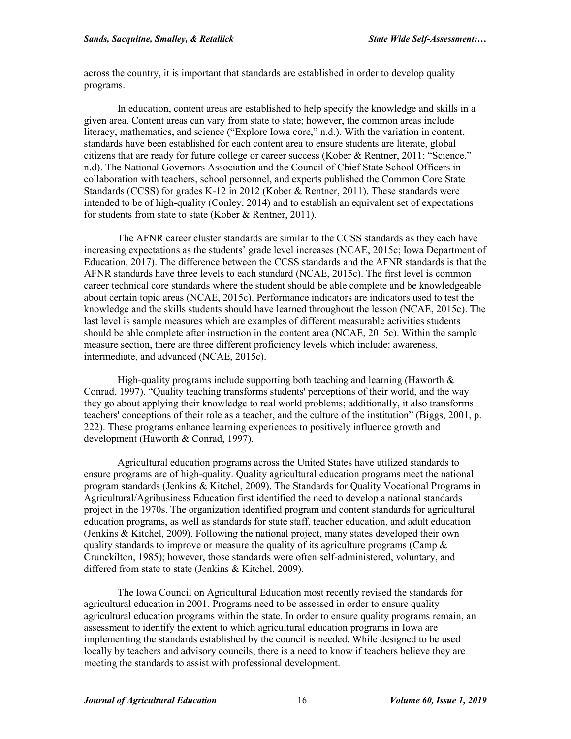across the country, it is important that standards are established in order to develop quality programs.

In education, content areas are established to help specify the knowledge and skills in a given area. Content areas can vary from state to state; however, the common areas include literacy, mathematics, and science ("Explore Iowa core," n.d.). With the variation in content, standards have been established for each content area to ensure students are literate, global citizens that are ready for future college or career success (Kober & Rentner, 2011; "Science," n.d). The National Governors Association and the Council of Chief State School Officers in collaboration with teachers, school personnel, and experts published the Common Core State Standards (CCSS) for grades K-12 in 2012 (Kober & Rentner, 2011). These standards were intended to be of high-quality (Conley, 2014) and to establish an equivalent set of expectations for students from state to state (Kober & Rentner, 2011).

The AFNR career cluster standards are similar to the CCSS standards as they each have increasing expectations as the students' grade level increases (NCAE, 2015c; Iowa Department of Education, 2017). The difference between the CCSS standards and the AFNR standards is that the AFNR standards have three levels to each standard (NCAE, 2015c). The first level is common career technical core standards where the student should be able complete and be knowledgeable about certain topic areas (NCAE, 2015c). Performance indicators are indicators used to test the knowledge and the skills students should have learned throughout the lesson (NCAE, 2015c). The last level is sample measures which are examples of different measurable activities students should be able complete after instruction in the content area (NCAE, 2015c). Within the sample measure section, there are three different proficiency levels which include: awareness, intermediate, and advanced (NCAE, 2015c).

High-quality programs include supporting both teaching and learning (Haworth & Conrad, 1997). "Quality teaching transforms students' perceptions of their world, and the way they go about applying their knowledge to real world problems; additionally, it also transforms teachers' conceptions of their role as a teacher, and the culture of the institution" (Biggs, 2001, p. 222). These programs enhance learning experiences to positively influence growth and development (Haworth & Conrad, 1997).

Agricultural education programs across the United States have utilized standards to ensure programs are of high-quality. Quality agricultural education programs meet the national program standards (Jenkins & Kitchel, 2009). The Standards for Quality Vocational Programs in Agricultural/Agribusiness Education first identified the need to develop a national standards project in the 1970s. The organization identified program and content standards for agricultural education programs, as well as standards for state staff, teacher education, and adult education (Jenkins & Kitchel, 2009). Following the national project, many states developed their own quality standards to improve or measure the quality of its agriculture programs (Camp & Crunckilton, 1985); however, those standards were often self-administered, voluntary, and differed from state to state (Jenkins & Kitchel, 2009).

The Iowa Council on Agricultural Education most recently revised the standards for agricultural education in 2001. Programs need to be assessed in order to ensure quality agricultural education programs within the state. In order to ensure quality programs remain, an assessment to identify the extent to which agricultural education programs in Iowa are implementing the standards established by the council is needed. While designed to be used locally by teachers and advisory councils, there is a need to know if teachers believe they are meeting the standards to assist with professional development.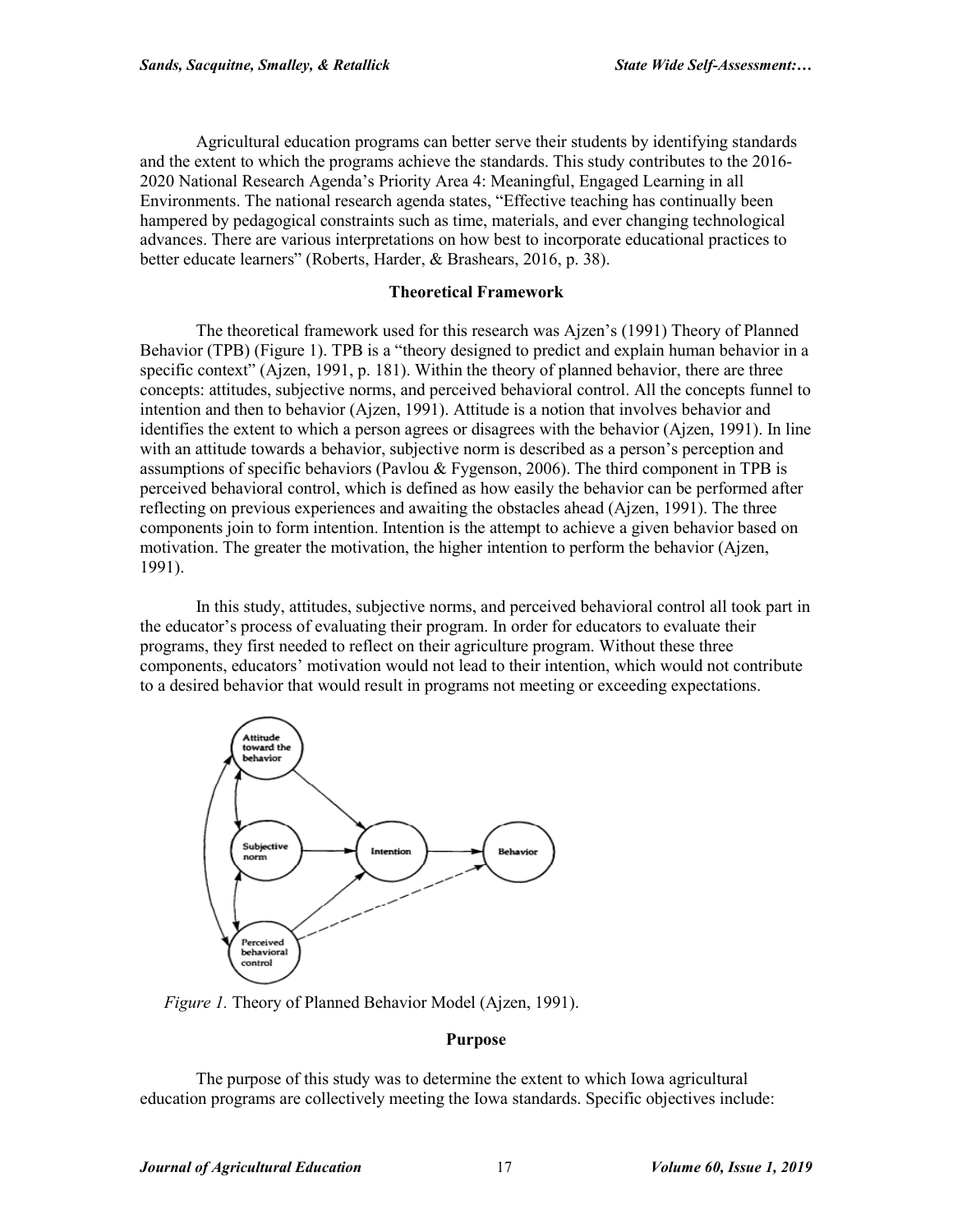Agricultural education programs can better serve their students by identifying standards and the extent to which the programs achieve the standards. This study contributes to the 2016-2020 National Research Agenda's Priority Area 4: Meaningful, Engaged Learning in all Environments. The national research agenda states, "Effective teaching has continually been hampered by pedagogical constraints such as time, materials, and ever changing technological advances. There are various interpretations on how best to incorporate educational practices to better educate learners" (Roberts, Harder, & Brashears, 2016, p. 38).

## Theoretical Framework

The theoretical framework used for this research was Ajzen's (1991) Theory of Planned Behavior (TPB) (Figure 1). TPB is a "theory designed to predict and explain human behavior in a specific context" (Ajzen, 1991, p. 181). Within the theory of planned behavior, there are three concepts: attitudes, subjective norms, and perceived behavioral control. All the concepts funnel to intention and then to behavior (Ajzen, 1991). Attitude is a notion that involves behavior and identifies the extent to which a person agrees or disagrees with the behavior (Ajzen, 1991). In line with an attitude towards a behavior, subjective norm is described as a person's perception and assumptions of specific behaviors (Pavlou & Fygenson, 2006). The third component in TPB is perceived behavioral control, which is defined as how easily the behavior can be performed after reflecting on previous experiences and awaiting the obstacles ahead (Ajzen, 1991). The three components join to form intention. Intention is the attempt to achieve a given behavior based on motivation. The greater the motivation, the higher intention to perform the behavior (Ajzen, 1991).

In this study, attitudes, subjective norms, and perceived behavioral control all took part in the educator's process of evaluating their program. In order for educators to evaluate their programs, they first needed to reflect on their agriculture program. Without these three components, educators' motivation would not lead to their intention, which would not contribute to a desired behavior that would result in programs not meeting or exceeding expectations.

*Figure 1.* Theory of Planned Behavior Model (Ajzen, 1991).

## Purpose

The purpose of this study was to determine the extent to which Iowa agricultural education programs are collectively meeting the Iowa standards. Specific objectives include: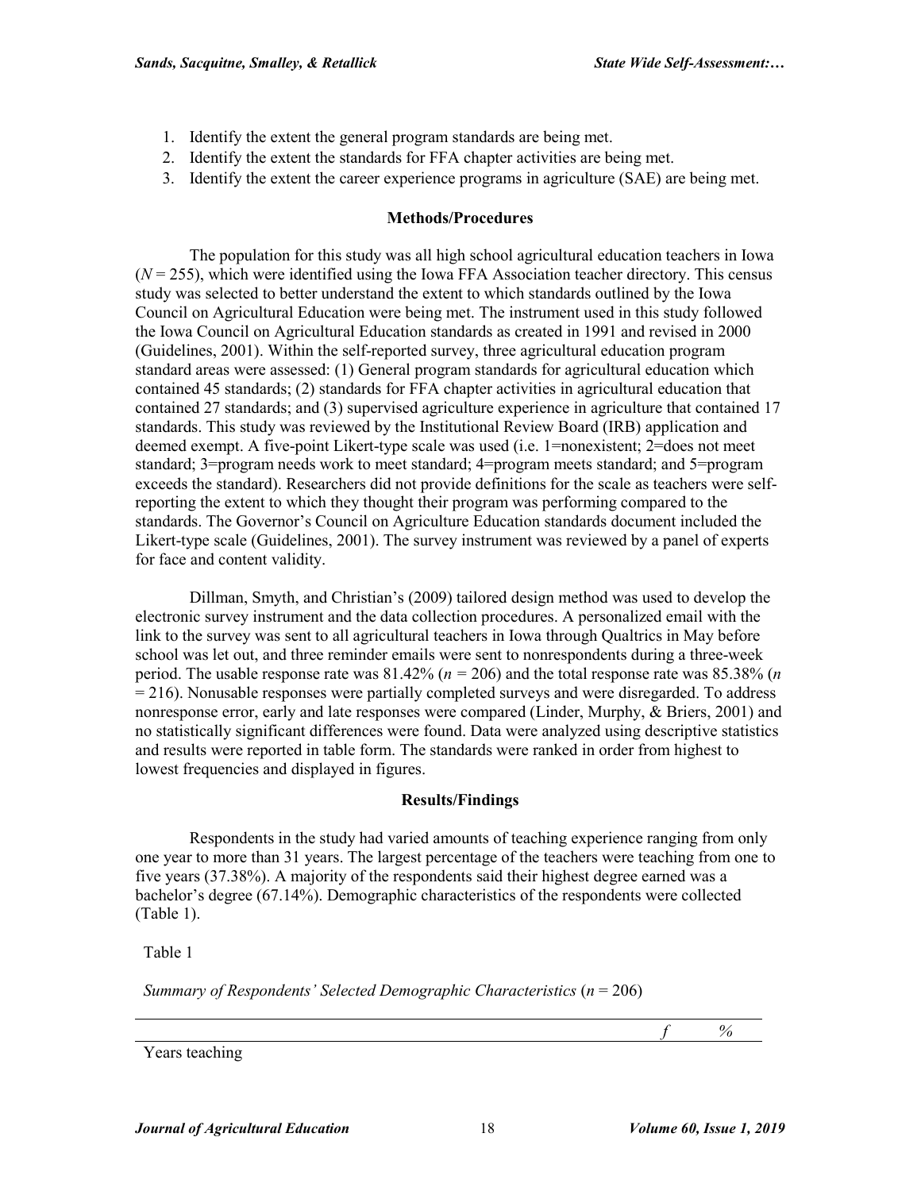1. Identify the extent the general program standards are being met.
2. Identify the extent the standards for FFA chapter activities are being met.
3. Identify the extent the career experience programs in agriculture (SAE) are being met.

## Methods/Procedures

The population for this study was all high school agricultural education teachers in Iowa ($N$ = 255), which were identified using the Iowa FFA Association teacher directory. This census study was selected to better understand the extent to which standards outlined by the Iowa Council on Agricultural Education were being met. The instrument used in this study followed the Iowa Council on Agricultural Education standards as created in 1991 and revised in 2000 (Guidelines, 2001). Within the self-reported survey, three agricultural education program standard areas were assessed: (1) General program standards for agricultural education which contained 45 standards; (2) standards for FFA chapter activities in agricultural education that contained 27 standards; and (3) supervised agriculture experience in agriculture that contained 17 standards. This study was reviewed by the Institutional Review Board (IRB) application and deemed exempt. A five-point Likert-type scale was used (i.e. 1=nonexistent; 2=does not meet standard; 3=program needs work to meet standard; 4=program meets standard; and 5=program exceeds the standard). Researchers did not provide definitions for the scale as teachers were self-reporting the extent to which they thought their program was performing compared to the standards. The Governor's Council on Agriculture Education standards document included the Likert-type scale (Guidelines, 2001). The survey instrument was reviewed by a panel of experts for face and content validity.

Dillman, Smyth, and Christian's (2009) tailored design method was used to develop the electronic survey instrument and the data collection procedures. A personalized email with the link to the survey was sent to all agricultural teachers in Iowa through Qualtrics in May before school was let out, and three reminder emails were sent to nonrespondents during a three-week period. The usable response rate was 81.42% ($n$ = 206) and the total response rate was 85.38% ($n$ = 216). Nonusable responses were partially completed surveys and were disregarded. To address nonresponse error, early and late responses were compared (Linder, Murphy, & Briers, 2001) and no statistically significant differences were found. Data were analyzed using descriptive statistics and results were reported in table form. The standards were ranked in order from highest to lowest frequencies and displayed in figures.

## Results/Findings

Respondents in the study had varied amounts of teaching experience ranging from only one year to more than 31 years. The largest percentage of the teachers were teaching from one to five years (37.38%). A majority of the respondents said their highest degree earned was a bachelor's degree (67.14%). Demographic characteristics of the respondents were collected (Table 1).

Table 1

*Summary of Respondents' Selected Demographic Characteristics* ($n$ = 206)

| | $f$ | % |
|---|---|---|
| Years teaching | | |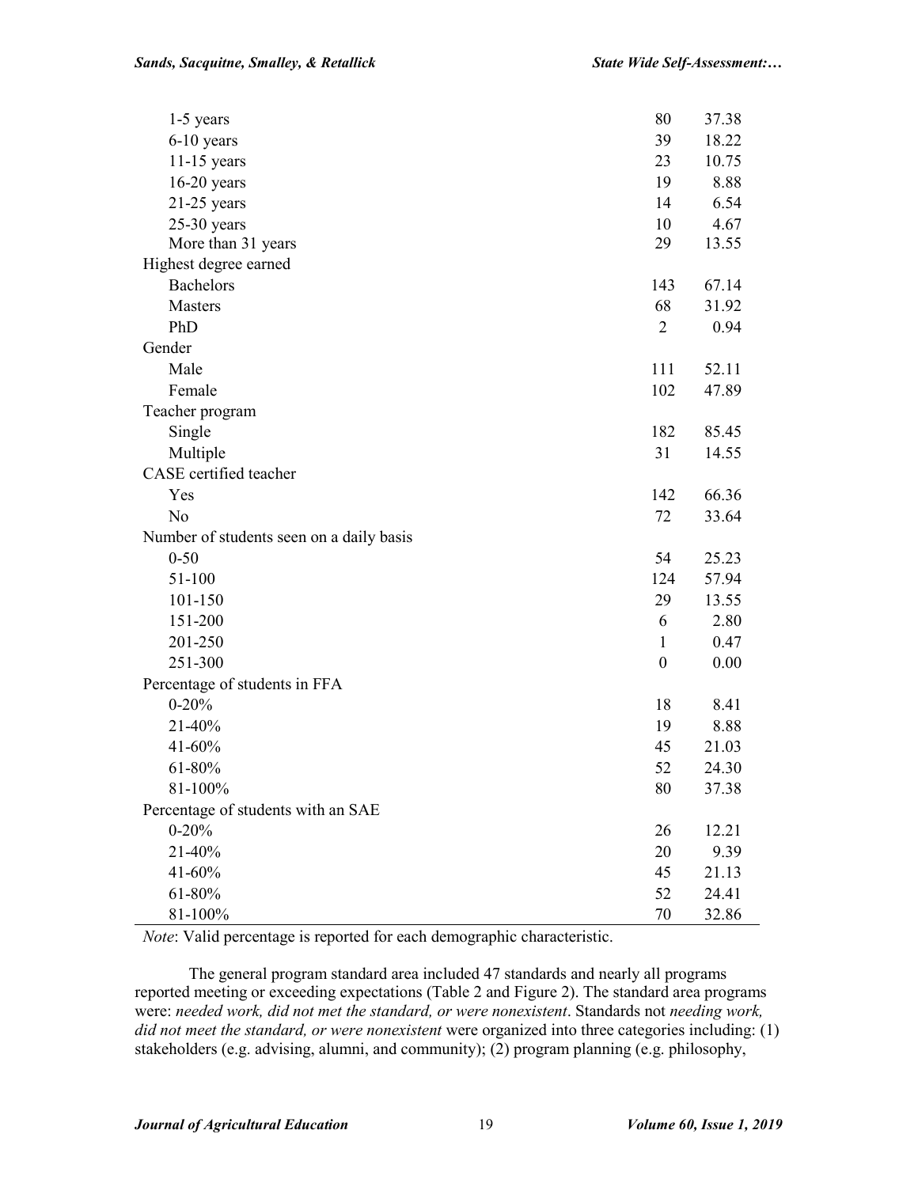| | | |
|---|---|---|
| 1-5 years | 80 | 37.38 |
| 6-10 years | 39 | 18.22 |
| 11-15 years | 23 | 10.75 |
| 16-20 years | 19 | 8.88 |
| 21-25 years | 14 | 6.54 |
| 25-30 years | 10 | 4.67 |
| More than 31 years | 29 | 13.55 |
| Highest degree earned | | |
| Bachelors | 143 | 67.14 |
| Masters | 68 | 31.92 |
| PhD | 2 | 0.94 |
| Gender | | |
| Male | 111 | 52.11 |
| Female | 102 | 47.89 |
| Teacher program | | |
| Single | 182 | 85.45 |
| Multiple | 31 | 14.55 |
| CASE certified teacher | | |
| Yes | 142 | 66.36 |
| No | 72 | 33.64 |
| Number of students seen on a daily basis | | |
| 0-50 | 54 | 25.23 |
| 51-100 | 124 | 57.94 |
| 101-150 | 29 | 13.55 |
| 151-200 | 6 | 2.80 |
| 201-250 | 1 | 0.47 |
| 251-300 | 0 | 0.00 |
| Percentage of students in FFA | | |
| 0-20% | 18 | 8.41 |
| 21-40% | 19 | 8.88 |
| 41-60% | 45 | 21.03 |
| 61-80% | 52 | 24.30 |
| 81-100% | 80 | 37.38 |
| Percentage of students with an SAE | | |
| 0-20% | 26 | 12.21 |
| 21-40% | 20 | 9.39 |
| 41-60% | 45 | 21.13 |
| 61-80% | 52 | 24.41 |
| 81-100% | 70 | 32.86 |

*Note*: Valid percentage is reported for each demographic characteristic.

The general program standard area included 47 standards and nearly all programs reported meeting or exceeding expectations (Table 2 and Figure 2). The standard area programs were: *needed work, did not met the standard, or were nonexistent*. Standards not *needing work, did not meet the standard, or were nonexistent* were organized into three categories including: (1) stakeholders (e.g. advising, alumni, and community); (2) program planning (e.g. philosophy,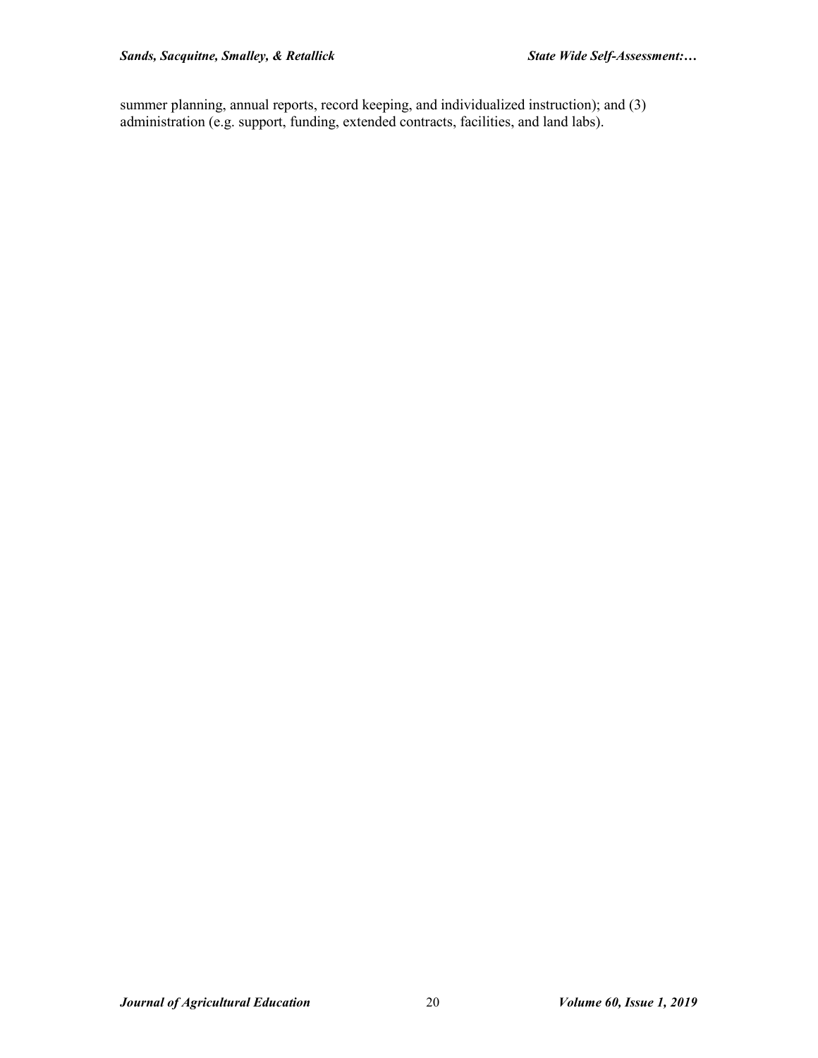summer planning, annual reports, record keeping, and individualized instruction); and (3) administration (e.g. support, funding, extended contracts, facilities, and land labs).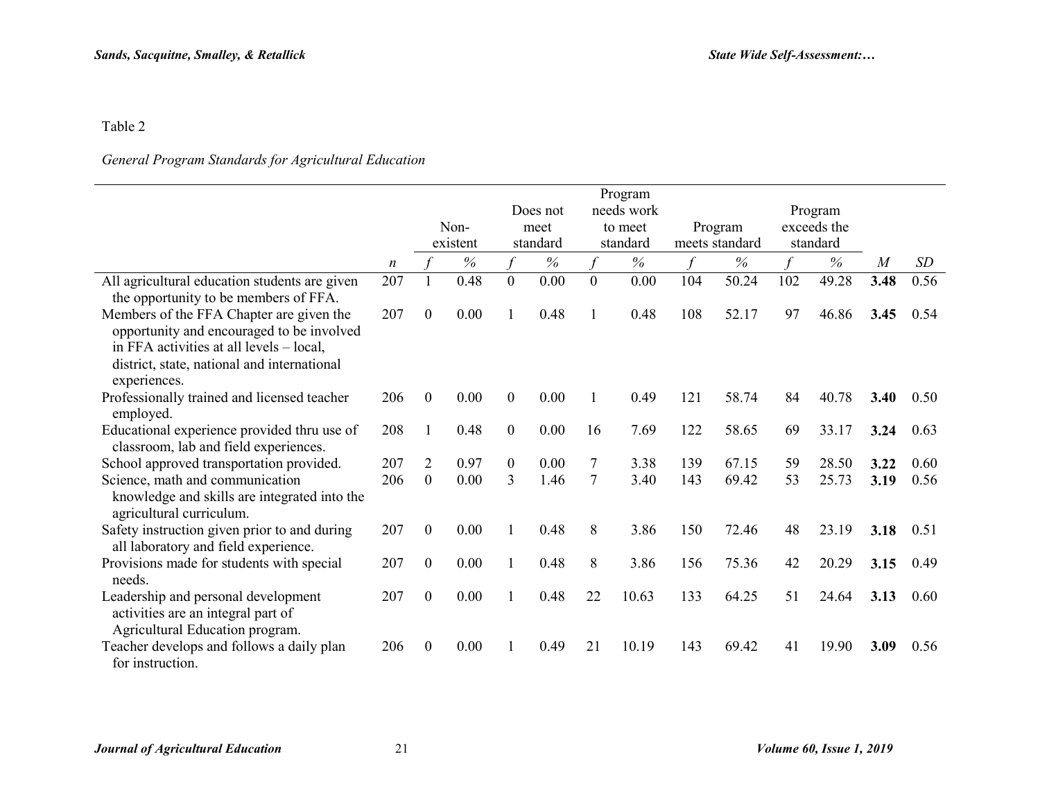Table 2

*General Program Standards for Agricultural Education*

| | | Non-existent | | Does not meet standard | | Program needs work to meet standard | | Program meets standard | | Program exceeds the standard | | | |
|---|---|---|---|---|---|---|---|---|---|---|---|---|---|
| | *n* | *f* | % | *f* | % | *f* | % | *f* | % | *f* | % | *M* | *SD* |
| All agricultural education students are given the opportunity to be members of FFA. | 207 | 1 | 0.48 | 0 | 0.00 | 0 | 0.00 | 104 | 50.24 | 102 | 49.28 | **3.48** | 0.56 |
| Members of the FFA Chapter are given the opportunity and encouraged to be involved in FFA activities at all levels – local, district, state, national and international experiences. | 207 | 0 | 0.00 | 1 | 0.48 | 1 | 0.48 | 108 | 52.17 | 97 | 46.86 | **3.45** | 0.54 |
| Professionally trained and licensed teacher employed. | 206 | 0 | 0.00 | 0 | 0.00 | 1 | 0.49 | 121 | 58.74 | 84 | 40.78 | **3.40** | 0.50 |
| Educational experience provided thru use of classroom, lab and field experiences. | 208 | 1 | 0.48 | 0 | 0.00 | 16 | 7.69 | 122 | 58.65 | 69 | 33.17 | **3.24** | 0.63 |
| School approved transportation provided. | 207 | 2 | 0.97 | 0 | 0.00 | 7 | 3.38 | 139 | 67.15 | 59 | 28.50 | **3.22** | 0.60 |
| Science, math and communication knowledge and skills are integrated into the agricultural curriculum. | 206 | 0 | 0.00 | 3 | 1.46 | 7 | 3.40 | 143 | 69.42 | 53 | 25.73 | **3.19** | 0.56 |
| Safety instruction given prior to and during all laboratory and field experience. | 207 | 0 | 0.00 | 1 | 0.48 | 8 | 3.86 | 150 | 72.46 | 48 | 23.19 | **3.18** | 0.51 |
| Provisions made for students with special needs. | 207 | 0 | 0.00 | 1 | 0.48 | 8 | 3.86 | 156 | 75.36 | 42 | 20.29 | **3.15** | 0.49 |
| Leadership and personal development activities are an integral part of Agricultural Education program. | 207 | 0 | 0.00 | 1 | 0.48 | 22 | 10.63 | 133 | 64.25 | 51 | 24.64 | **3.13** | 0.60 |
| Teacher develops and follows a daily plan for instruction. | 206 | 0 | 0.00 | 1 | 0.49 | 21 | 10.19 | 143 | 69.42 | 41 | 19.90 | **3.09** | 0.56 |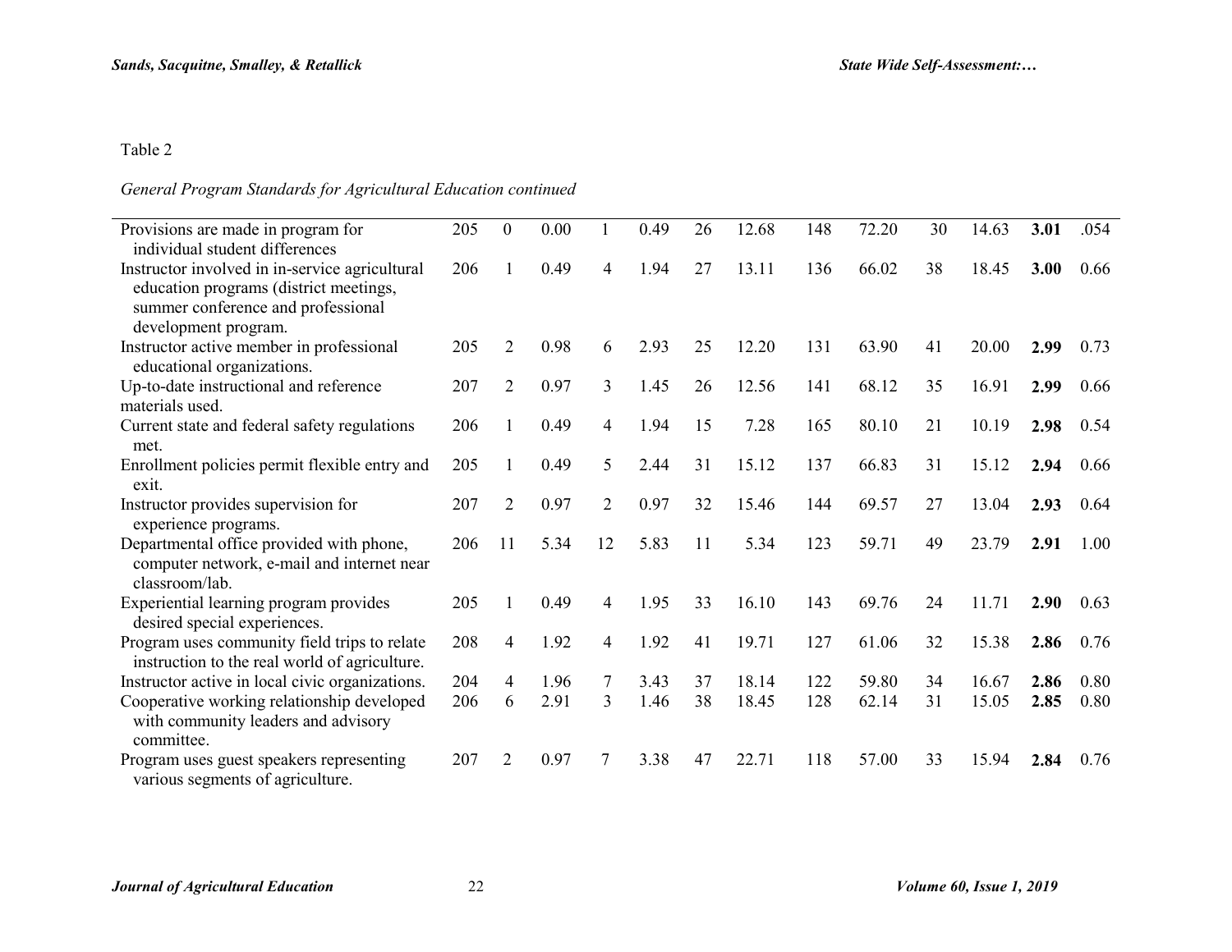Table 2

*General Program Standards for Agricultural Education continued*

| | | | | | | | | | | | | | |
|---|---|---|---|---|---|---|---|---|---|---|---|---|---|
| Provisions are made in program for individual student differences | 205 | 0 | 0.00 | 1 | 0.49 | 26 | 12.68 | 148 | 72.20 | 30 | 14.63 | **3.01** | .054 |
| Instructor involved in in-service agricultural education programs (district meetings, summer conference and professional development program. | 206 | 1 | 0.49 | 4 | 1.94 | 27 | 13.11 | 136 | 66.02 | 38 | 18.45 | **3.00** | 0.66 |
| Instructor active member in professional educational organizations. | 205 | 2 | 0.98 | 6 | 2.93 | 25 | 12.20 | 131 | 63.90 | 41 | 20.00 | **2.99** | 0.73 |
| Up-to-date instructional and reference materials used. | 207 | 2 | 0.97 | 3 | 1.45 | 26 | 12.56 | 141 | 68.12 | 35 | 16.91 | **2.99** | 0.66 |
| Current state and federal safety regulations met. | 206 | 1 | 0.49 | 4 | 1.94 | 15 | 7.28 | 165 | 80.10 | 21 | 10.19 | **2.98** | 0.54 |
| Enrollment policies permit flexible entry and exit. | 205 | 1 | 0.49 | 5 | 2.44 | 31 | 15.12 | 137 | 66.83 | 31 | 15.12 | **2.94** | 0.66 |
| Instructor provides supervision for experience programs. | 207 | 2 | 0.97 | 2 | 0.97 | 32 | 15.46 | 144 | 69.57 | 27 | 13.04 | **2.93** | 0.64 |
| Departmental office provided with phone, computer network, e-mail and internet near classroom/lab. | 206 | 11 | 5.34 | 12 | 5.83 | 11 | 5.34 | 123 | 59.71 | 49 | 23.79 | **2.91** | 1.00 |
| Experiential learning program provides desired special experiences. | 205 | 1 | 0.49 | 4 | 1.95 | 33 | 16.10 | 143 | 69.76 | 24 | 11.71 | **2.90** | 0.63 |
| Program uses community field trips to relate instruction to the real world of agriculture. | 208 | 4 | 1.92 | 4 | 1.92 | 41 | 19.71 | 127 | 61.06 | 32 | 15.38 | **2.86** | 0.76 |
| Instructor active in local civic organizations. | 204 | 4 | 1.96 | 7 | 3.43 | 37 | 18.14 | 122 | 59.80 | 34 | 16.67 | **2.86** | 0.80 |
| Cooperative working relationship developed with community leaders and advisory committee. | 206 | 6 | 2.91 | 3 | 1.46 | 38 | 18.45 | 128 | 62.14 | 31 | 15.05 | **2.85** | 0.80 |
| Program uses guest speakers representing various segments of agriculture. | 207 | 2 | 0.97 | 7 | 3.38 | 47 | 22.71 | 118 | 57.00 | 33 | 15.94 | **2.84** | 0.76 |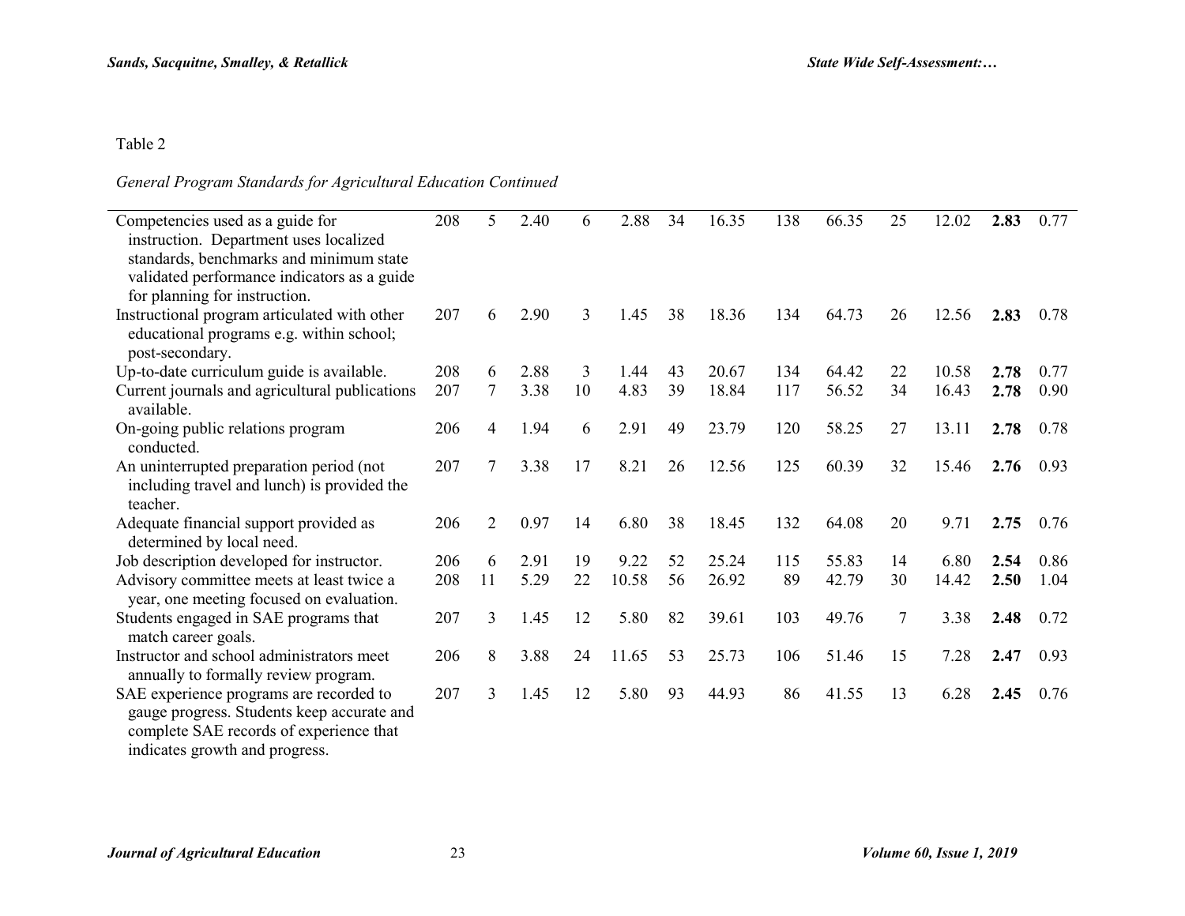Table 2

*General Program Standards for Agricultural Education Continued*

| | | | | | | | | | | | | | |
|---|---|---|---|---|---|---|---|---|---|---|---|---|---|
| Competencies used as a guide for instruction. Department uses localized standards, benchmarks and minimum state validated performance indicators as a guide for planning for instruction. | 208 | 5 | 2.40 | 6 | 2.88 | 34 | 16.35 | 138 | 66.35 | 25 | 12.02 | **2.83** | 0.77 |
| Instructional program articulated with other educational programs e.g. within school; post-secondary. | 207 | 6 | 2.90 | 3 | 1.45 | 38 | 18.36 | 134 | 64.73 | 26 | 12.56 | **2.83** | 0.78 |
| Up-to-date curriculum guide is available. | 208 | 6 | 2.88 | 3 | 1.44 | 43 | 20.67 | 134 | 64.42 | 22 | 10.58 | **2.78** | 0.77 |
| Current journals and agricultural publications available. | 207 | 7 | 3.38 | 10 | 4.83 | 39 | 18.84 | 117 | 56.52 | 34 | 16.43 | **2.78** | 0.90 |
| On-going public relations program conducted. | 206 | 4 | 1.94 | 6 | 2.91 | 49 | 23.79 | 120 | 58.25 | 27 | 13.11 | **2.78** | 0.78 |
| An uninterrupted preparation period (not including travel and lunch) is provided the teacher. | 207 | 7 | 3.38 | 17 | 8.21 | 26 | 12.56 | 125 | 60.39 | 32 | 15.46 | **2.76** | 0.93 |
| Adequate financial support provided as determined by local need. | 206 | 2 | 0.97 | 14 | 6.80 | 38 | 18.45 | 132 | 64.08 | 20 | 9.71 | **2.75** | 0.76 |
| Job description developed for instructor. | 206 | 6 | 2.91 | 19 | 9.22 | 52 | 25.24 | 115 | 55.83 | 14 | 6.80 | **2.54** | 0.86 |
| Advisory committee meets at least twice a year, one meeting focused on evaluation. | 208 | 11 | 5.29 | 22 | 10.58 | 56 | 26.92 | 89 | 42.79 | 30 | 14.42 | **2.50** | 1.04 |
| Students engaged in SAE programs that match career goals. | 207 | 3 | 1.45 | 12 | 5.80 | 82 | 39.61 | 103 | 49.76 | 7 | 3.38 | **2.48** | 0.72 |
| Instructor and school administrators meet annually to formally review program. | 206 | 8 | 3.88 | 24 | 11.65 | 53 | 25.73 | 106 | 51.46 | 15 | 7.28 | **2.47** | 0.93 |
| SAE experience programs are recorded to gauge progress. Students keep accurate and complete SAE records of experience that indicates growth and progress. | 207 | 3 | 1.45 | 12 | 5.80 | 93 | 44.93 | 86 | 41.55 | 13 | 6.28 | **2.45** | 0.76 |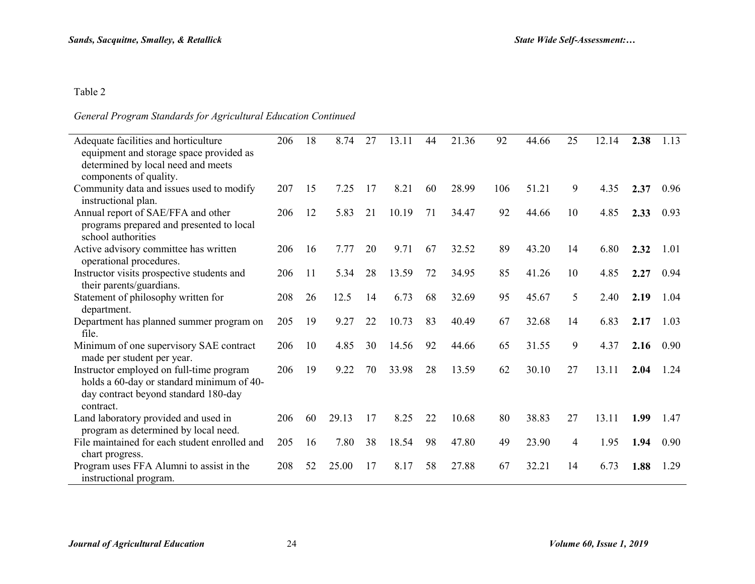Table 2

*General Program Standards for Agricultural Education Continued*

| | | | | | | | | | | | | | |
|---|---|---|---|---|---|---|---|---|---|---|---|---|---|
| Adequate facilities and horticulture equipment and storage space provided as determined by local need and meets components of quality. | 206 | 18 | 8.74 | 27 | 13.11 | 44 | 21.36 | 92 | 44.66 | 25 | 12.14 | **2.38** | 1.13 |
| Community data and issues used to modify instructional plan. | 207 | 15 | 7.25 | 17 | 8.21 | 60 | 28.99 | 106 | 51.21 | 9 | 4.35 | **2.37** | 0.96 |
| Annual report of SAE/FFA and other programs prepared and presented to local school authorities | 206 | 12 | 5.83 | 21 | 10.19 | 71 | 34.47 | 92 | 44.66 | 10 | 4.85 | **2.33** | 0.93 |
| Active advisory committee has written operational procedures. | 206 | 16 | 7.77 | 20 | 9.71 | 67 | 32.52 | 89 | 43.20 | 14 | 6.80 | **2.32** | 1.01 |
| Instructor visits prospective students and their parents/guardians. | 206 | 11 | 5.34 | 28 | 13.59 | 72 | 34.95 | 85 | 41.26 | 10 | 4.85 | **2.27** | 0.94 |
| Statement of philosophy written for department. | 208 | 26 | 12.5 | 14 | 6.73 | 68 | 32.69 | 95 | 45.67 | 5 | 2.40 | **2.19** | 1.04 |
| Department has planned summer program on file. | 205 | 19 | 9.27 | 22 | 10.73 | 83 | 40.49 | 67 | 32.68 | 14 | 6.83 | **2.17** | 1.03 |
| Minimum of one supervisory SAE contract made per student per year. | 206 | 10 | 4.85 | 30 | 14.56 | 92 | 44.66 | 65 | 31.55 | 9 | 4.37 | **2.16** | 0.90 |
| Instructor employed on full-time program holds a 60-day or standard minimum of 40-day contract beyond standard 180-day contract. | 206 | 19 | 9.22 | 70 | 33.98 | 28 | 13.59 | 62 | 30.10 | 27 | 13.11 | **2.04** | 1.24 |
| Land laboratory provided and used in program as determined by local need. | 206 | 60 | 29.13 | 17 | 8.25 | 22 | 10.68 | 80 | 38.83 | 27 | 13.11 | **1.99** | 1.47 |
| File maintained for each student enrolled and chart progress. | 205 | 16 | 7.80 | 38 | 18.54 | 98 | 47.80 | 49 | 23.90 | 4 | 1.95 | **1.94** | 0.90 |
| Program uses FFA Alumni to assist in the instructional program. | 208 | 52 | 25.00 | 17 | 8.17 | 58 | 27.88 | 67 | 32.21 | 14 | 6.73 | **1.88** | 1.29 |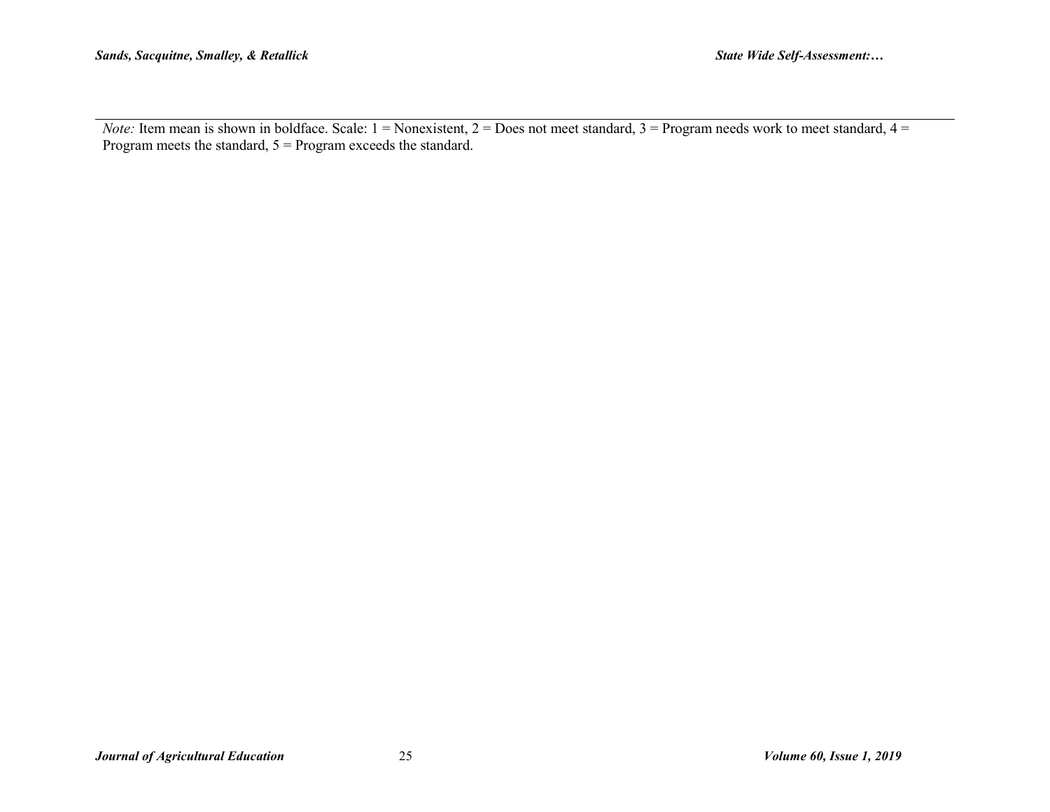*Note:* Item mean is shown in boldface. Scale: 1 = Nonexistent, 2 = Does not meet standard, 3 = Program needs work to meet standard, 4 = Program meets the standard, 5 = Program exceeds the standard.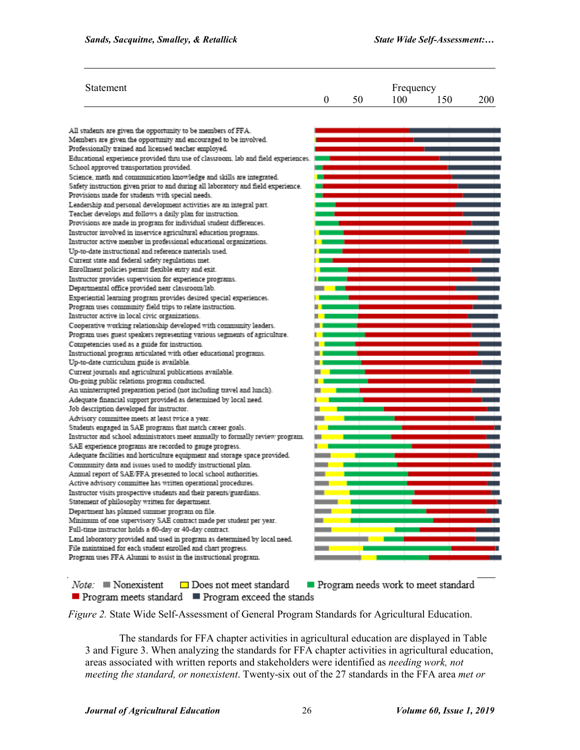| Statement | Frequency 0 50 100 150 200 |
| --- | --- |
| All students are given the opportunity to be members of FFA. | |
| Members are given the opportunity and encouraged to be involved. | |
| Professionally trained and licensed teacher employed. | |
| Educational experience provided thru use of classroom, lab and field experiences. | |
| School approved transportation provided. | |
| Science, math and communication knowledge and skills are integrated. | |
| Safety instruction given prior to and during all laboratory and field experience. | |
| Provisions made for students with special needs. | |
| Leadership and personal development activities are an integral part. | |
| Teacher develops and follows a daily plan for instruction. | |
| Provisions are made in program for individual student differences. | |
| Instructor involved in inservice agricultural education programs. | |
| Instructor active member in professional educational organizations. | |
| Up-to-date instructional and reference materials used. | |
| Current state and federal safety regulations met. | |
| Enrollment policies permit flexible entry and exit. | |
| Instructor provides supervision for experience programs. | |
| Departmental office provided near classroom/lab. | |
| Experiential learning program provides desired special experiences. | |
| Program uses community field trips to relate instruction. | |
| Instructor active in local civic organizations. | |
| Cooperative working relationship developed with community leaders. | |
| Program uses guest speakers representing various segments of agriculture. | |
| Competencies used as a guide for instruction. | |
| Instructional program articulated with other educational programs. | |
| Up-to-date curriculum guide is available. | |
| Current journals and agricultural publications available. | |
| On-going public relations program conducted. | |
| An uninterrupted preparation period (not including travel and lunch). | |
| Adequate financial support provided as determined by local need. | |
| Job description developed for instructor. | |
| Advisory committee meets at least twice a year. | |
| Students engaged in SAE programs that match career goals. | |
| Instructor and school administrators meet annually to formally review program. | |
| SAE experience programs are recorded to gauge progress. | |
| Adequate facilities and horticulture equipment and storage space provided. | |
| Community data and issues used to modify instructional plan. | |
| Annual report of SAE/FFA presented to local school authorities. | |
| Active advisory committee has written operational procedures. | |
| Instructor visits prospective students and their parents/guardians. | |
| Statement of philosophy written for department. | |
| Department has planned summer program on file. | |
| Minimum of one supervisory SAE contract made per student per year. | |
| Full-time instructor holds a 60-day or 40-day contract. | |
| Land laboratory provided and used in program as determined by local need. | |
| File maintained for each student enrolled and chart progress. | |
| Program uses FFA Alumni to assist in the instructional program. | |

*Note:* ■ Nonexistent ■ Does not meet standard ■ Program needs work to meet standard ■ Program meets standard ■ Program exceed the stands

*Figure 2.* State Wide Self-Assessment of General Program Standards for Agricultural Education.

The standards for FFA chapter activities in agricultural education are displayed in Table 3 and Figure 3. When analyzing the standards for FFA chapter activities in agricultural education, areas associated with written reports and stakeholders were identified as *needing work, not meeting the standard, or nonexistent*. Twenty-six out of the 27 standards in the FFA area *met or*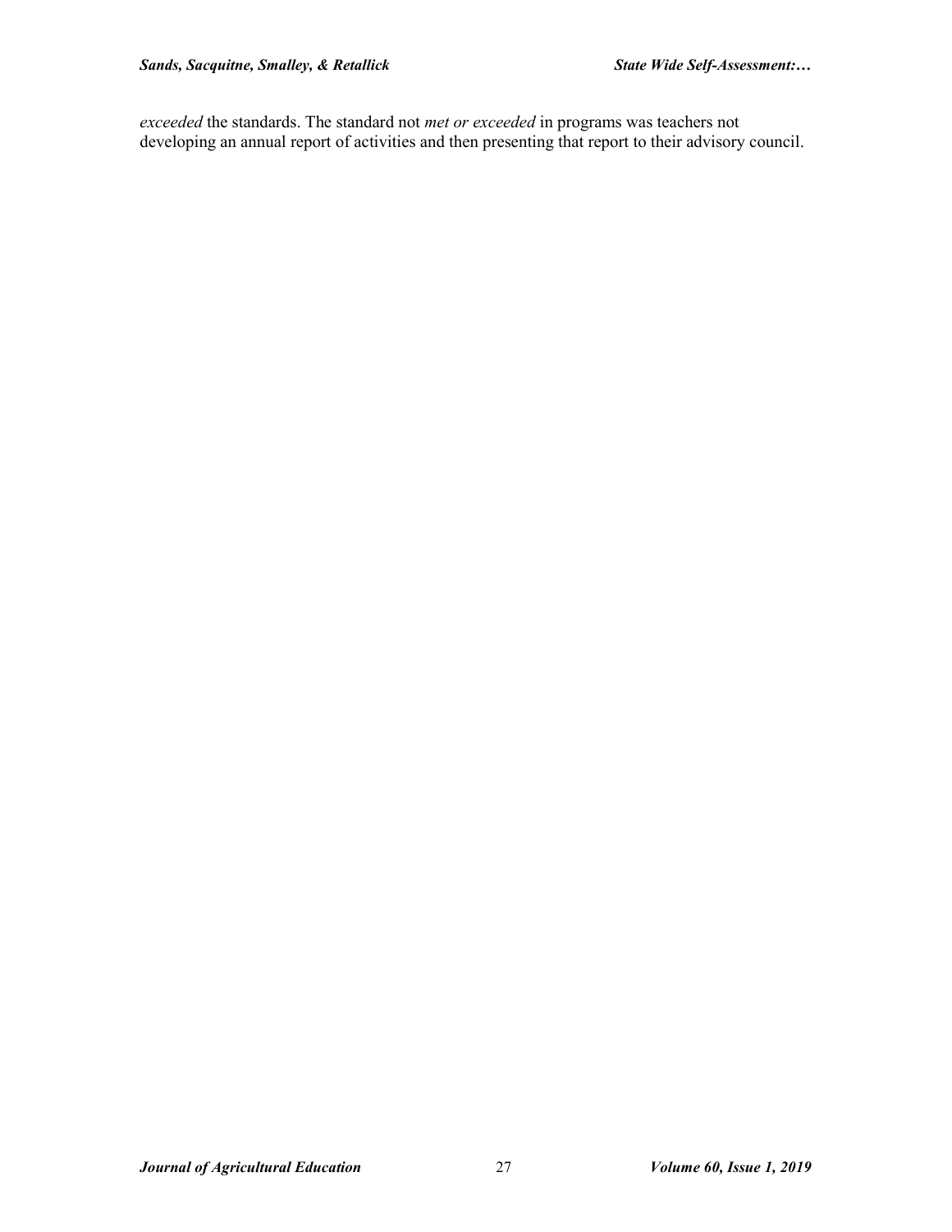*exceeded* the standards. The standard not *met or exceeded* in programs was teachers not developing an annual report of activities and then presenting that report to their advisory council.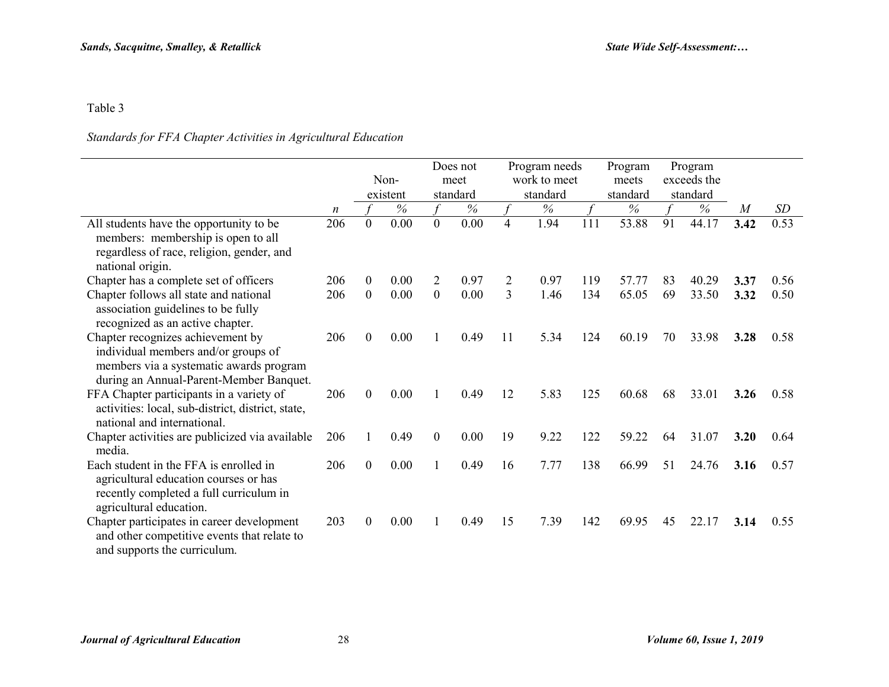Table 3

*Standards for FFA Chapter Activities in Agricultural Education*

| | | Non-existent | | Does not meet standard | | Program needs work to meet standard | | Program meets standard | | Program exceeds the standard | | | |
|---|---|---|---|---|---|---|---|---|---|---|---|---|---|
| | *n* | *f* | % | *f* | % | *f* | % | *f* | % | *f* | % | *M* | *SD* |
| All students have the opportunity to be members: membership is open to all regardless of race, religion, gender, and national origin. | 206 | 0 | 0.00 | 0 | 0.00 | 4 | 1.94 | 111 | 53.88 | 91 | 44.17 | **3.42** | 0.53 |
| Chapter has a complete set of officers | 206 | 0 | 0.00 | 2 | 0.97 | 2 | 0.97 | 119 | 57.77 | 83 | 40.29 | **3.37** | 0.56 |
| Chapter follows all state and national association guidelines to be fully recognized as an active chapter. | 206 | 0 | 0.00 | 0 | 0.00 | 3 | 1.46 | 134 | 65.05 | 69 | 33.50 | **3.32** | 0.50 |
| Chapter recognizes achievement by individual members and/or groups of members via a systematic awards program during an Annual-Parent-Member Banquet. | 206 | 0 | 0.00 | 1 | 0.49 | 11 | 5.34 | 124 | 60.19 | 70 | 33.98 | **3.28** | 0.58 |
| FFA Chapter participants in a variety of activities: local, sub-district, district, state, national and international. | 206 | 0 | 0.00 | 1 | 0.49 | 12 | 5.83 | 125 | 60.68 | 68 | 33.01 | **3.26** | 0.58 |
| Chapter activities are publicized via available media. | 206 | 1 | 0.49 | 0 | 0.00 | 19 | 9.22 | 122 | 59.22 | 64 | 31.07 | **3.20** | 0.64 |
| Each student in the FFA is enrolled in agricultural education courses or has recently completed a full curriculum in agricultural education. | 206 | 0 | 0.00 | 1 | 0.49 | 16 | 7.77 | 138 | 66.99 | 51 | 24.76 | **3.16** | 0.57 |
| Chapter participates in career development and other competitive events that relate to and supports the curriculum. | 203 | 0 | 0.00 | 1 | 0.49 | 15 | 7.39 | 142 | 69.95 | 45 | 22.17 | **3.14** | 0.55 |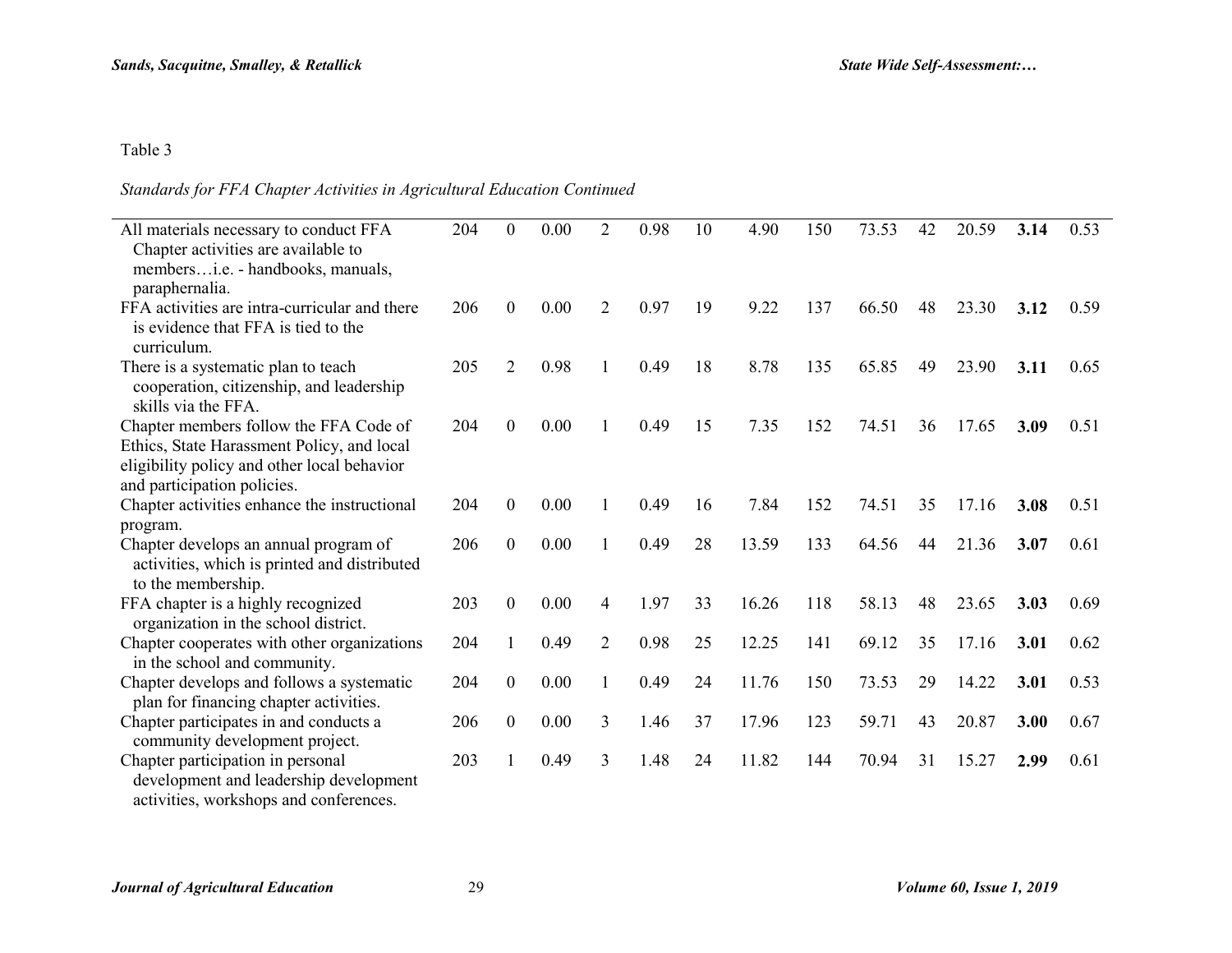Table 3

*Standards for FFA Chapter Activities in Agricultural Education Continued*

| | | | | | | | | | | | | | |
|---|---|---|---|---|---|---|---|---|---|---|---|---|---|
| All materials necessary to conduct FFA Chapter activities are available to members…i.e. - handbooks, manuals, paraphernalia. | 204 | 0 | 0.00 | 2 | 0.98 | 10 | 4.90 | 150 | 73.53 | 42 | 20.59 | **3.14** | 0.53 |
| FFA activities are intra-curricular and there is evidence that FFA is tied to the curriculum. | 206 | 0 | 0.00 | 2 | 0.97 | 19 | 9.22 | 137 | 66.50 | 48 | 23.30 | **3.12** | 0.59 |
| There is a systematic plan to teach cooperation, citizenship, and leadership skills via the FFA. | 205 | 2 | 0.98 | 1 | 0.49 | 18 | 8.78 | 135 | 65.85 | 49 | 23.90 | **3.11** | 0.65 |
| Chapter members follow the FFA Code of Ethics, State Harassment Policy, and local eligibility policy and other local behavior and participation policies. | 204 | 0 | 0.00 | 1 | 0.49 | 15 | 7.35 | 152 | 74.51 | 36 | 17.65 | **3.09** | 0.51 |
| Chapter activities enhance the instructional program. | 204 | 0 | 0.00 | 1 | 0.49 | 16 | 7.84 | 152 | 74.51 | 35 | 17.16 | **3.08** | 0.51 |
| Chapter develops an annual program of activities, which is printed and distributed to the membership. | 206 | 0 | 0.00 | 1 | 0.49 | 28 | 13.59 | 133 | 64.56 | 44 | 21.36 | **3.07** | 0.61 |
| FFA chapter is a highly recognized organization in the school district. | 203 | 0 | 0.00 | 4 | 1.97 | 33 | 16.26 | 118 | 58.13 | 48 | 23.65 | **3.03** | 0.69 |
| Chapter cooperates with other organizations in the school and community. | 204 | 1 | 0.49 | 2 | 0.98 | 25 | 12.25 | 141 | 69.12 | 35 | 17.16 | **3.01** | 0.62 |
| Chapter develops and follows a systematic plan for financing chapter activities. | 204 | 0 | 0.00 | 1 | 0.49 | 24 | 11.76 | 150 | 73.53 | 29 | 14.22 | **3.01** | 0.53 |
| Chapter participates in and conducts a community development project. | 206 | 0 | 0.00 | 3 | 1.46 | 37 | 17.96 | 123 | 59.71 | 43 | 20.87 | **3.00** | 0.67 |
| Chapter participation in personal development and leadership development activities, workshops and conferences. | 203 | 1 | 0.49 | 3 | 1.48 | 24 | 11.82 | 144 | 70.94 | 31 | 15.27 | **2.99** | 0.61 |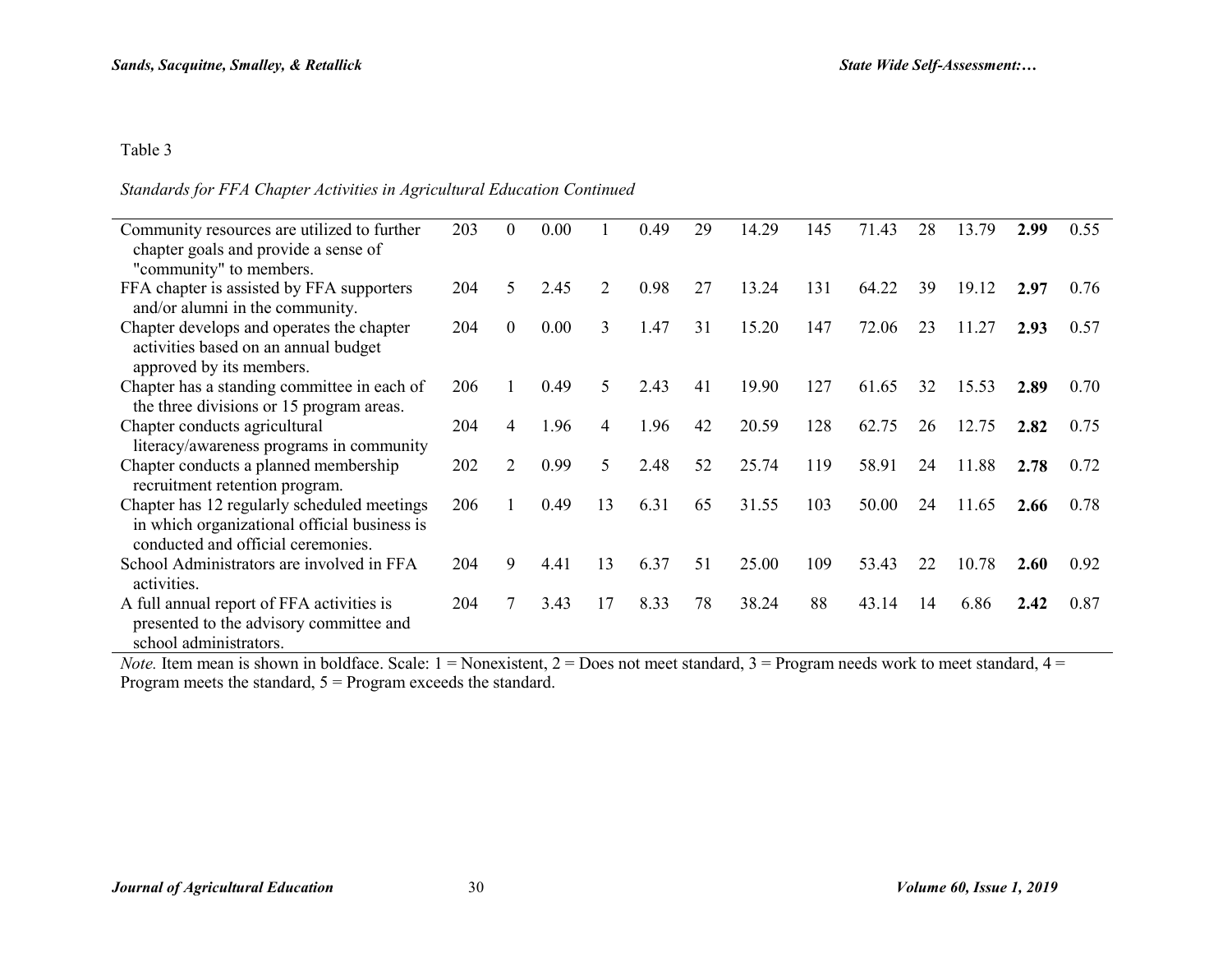Table 3

*Standards for FFA Chapter Activities in Agricultural Education Continued*

| | | | | | | | | | | | | | |
|---|---|---|---|---|---|---|---|---|---|---|---|---|---|
| Community resources are utilized to further chapter goals and provide a sense of "community" to members. | 203 | 0 | 0.00 | 1 | 0.49 | 29 | 14.29 | 145 | 71.43 | 28 | 13.79 | **2.99** | 0.55 |
| FFA chapter is assisted by FFA supporters and/or alumni in the community. | 204 | 5 | 2.45 | 2 | 0.98 | 27 | 13.24 | 131 | 64.22 | 39 | 19.12 | **2.97** | 0.76 |
| Chapter develops and operates the chapter activities based on an annual budget approved by its members. | 204 | 0 | 0.00 | 3 | 1.47 | 31 | 15.20 | 147 | 72.06 | 23 | 11.27 | **2.93** | 0.57 |
| Chapter has a standing committee in each of the three divisions or 15 program areas. | 206 | 1 | 0.49 | 5 | 2.43 | 41 | 19.90 | 127 | 61.65 | 32 | 15.53 | **2.89** | 0.70 |
| Chapter conducts agricultural literacy/awareness programs in community | 204 | 4 | 1.96 | 4 | 1.96 | 42 | 20.59 | 128 | 62.75 | 26 | 12.75 | **2.82** | 0.75 |
| Chapter conducts a planned membership recruitment retention program. | 202 | 2 | 0.99 | 5 | 2.48 | 52 | 25.74 | 119 | 58.91 | 24 | 11.88 | **2.78** | 0.72 |
| Chapter has 12 regularly scheduled meetings in which organizational official business is conducted and official ceremonies. | 206 | 1 | 0.49 | 13 | 6.31 | 65 | 31.55 | 103 | 50.00 | 24 | 11.65 | **2.66** | 0.78 |
| School Administrators are involved in FFA activities. | 204 | 9 | 4.41 | 13 | 6.37 | 51 | 25.00 | 109 | 53.43 | 22 | 10.78 | **2.60** | 0.92 |
| A full annual report of FFA activities is presented to the advisory committee and school administrators. | 204 | 7 | 3.43 | 17 | 8.33 | 78 | 38.24 | 88 | 43.14 | 14 | 6.86 | **2.42** | 0.87 |

*Note.* Item mean is shown in boldface. Scale: 1 = Nonexistent, 2 = Does not meet standard, 3 = Program needs work to meet standard, 4 = Program meets the standard, 5 = Program exceeds the standard.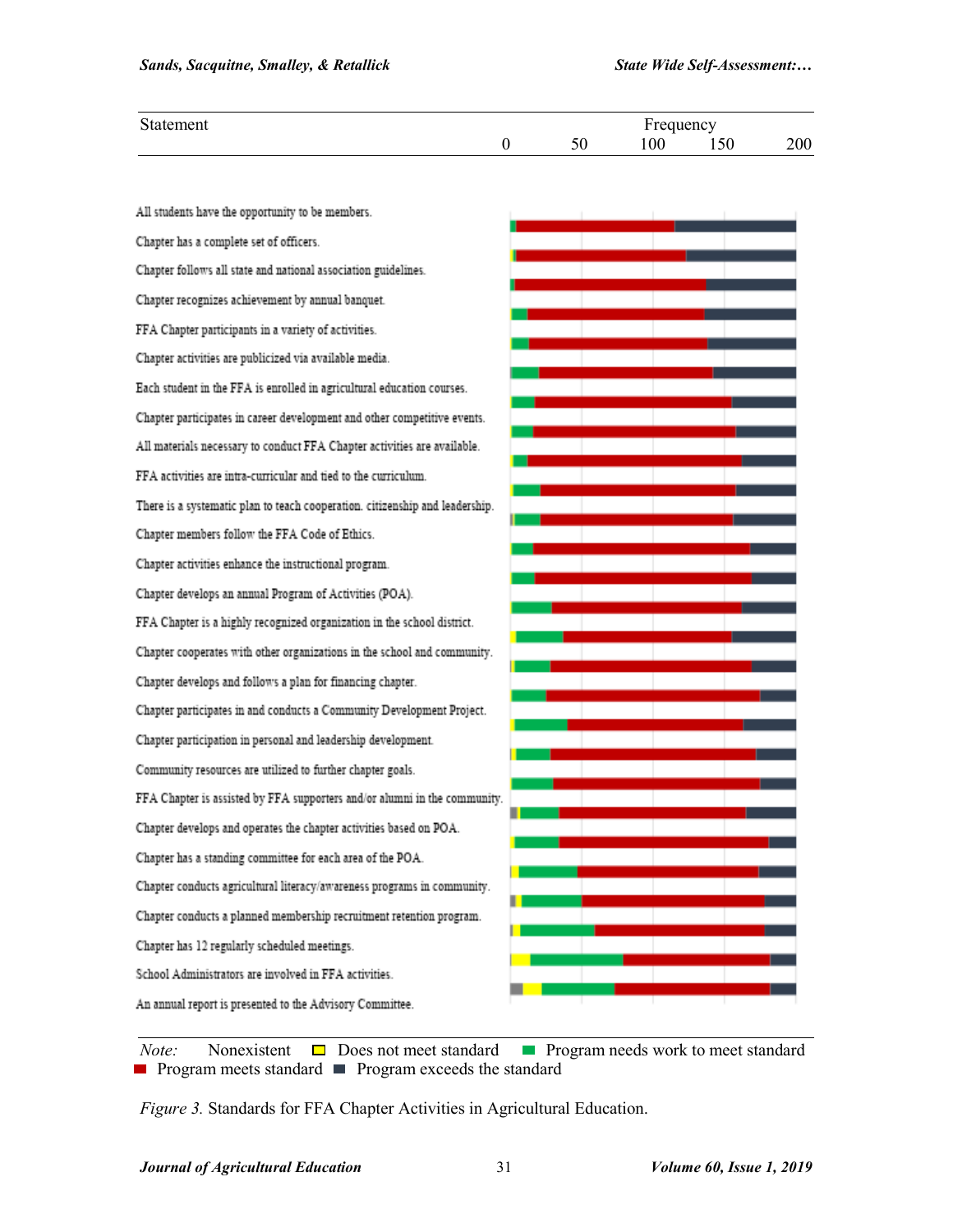| Statement | Frequency |
|---|---|
| | 0 50 100 150 200 |
| All students have the opportunity to be members. | |
| Chapter has a complete set of officers. | |
| Chapter follows all state and national association guidelines. | |
| Chapter recognizes achievement by annual banquet. | |
| FFA Chapter participants in a variety of activities. | |
| Chapter activities are publicized via available media. | |
| Each student in the FFA is enrolled in agricultural education courses. | |
| Chapter participates in career development and other competitive events. | |
| All materials necessary to conduct FFA Chapter activities are available. | |
| FFA activities are intra-curricular and tied to the curriculum. | |
| There is a systematic plan to teach cooperation. citizenship and leadership. | |
| Chapter members follow the FFA Code of Ethics. | |
| Chapter activities enhance the instructional program. | |
| Chapter develops an annual Program of Activities (POA). | |
| FFA Chapter is a highly recognized organization in the school district. | |
| Chapter cooperates with other organizations in the school and community. | |
| Chapter develops and follows a plan for financing chapter. | |
| Chapter participates in and conducts a Community Development Project. | |
| Chapter participation in personal and leadership development. | |
| Community resources are utilized to further chapter goals. | |
| FFA Chapter is assisted by FFA supporters and/or alumni in the community. | |
| Chapter develops and operates the chapter activities based on POA. | |
| Chapter has a standing committee for each area of the POA. | |
| Chapter conducts agricultural literacy/awareness programs in community. | |
| Chapter conducts a planned membership recruitment retention program. | |
| Chapter has 12 regularly scheduled meetings. | |
| School Administrators are involved in FFA activities. | |
| An annual report is presented to the Advisory Committee. | |

*Note:* Nonexistent ▭ Does not meet standard ■ Program needs work to meet standard ■ Program meets standard ■ Program exceeds the standard

*Figure 3.* Standards for FFA Chapter Activities in Agricultural Education.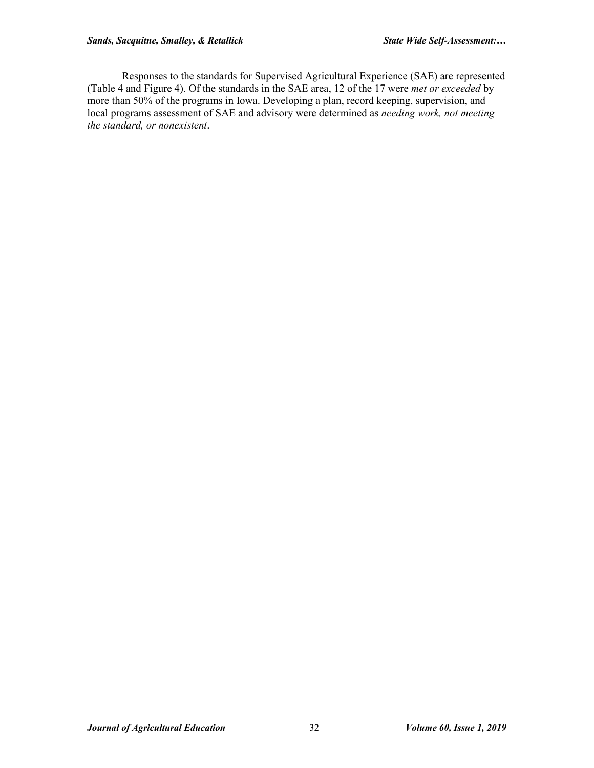Responses to the standards for Supervised Agricultural Experience (SAE) are represented (Table 4 and Figure 4). Of the standards in the SAE area, 12 of the 17 were *met or exceeded* by more than 50% of the programs in Iowa. Developing a plan, record keeping, supervision, and local programs assessment of SAE and advisory were determined as *needing work, not meeting the standard, or nonexistent*.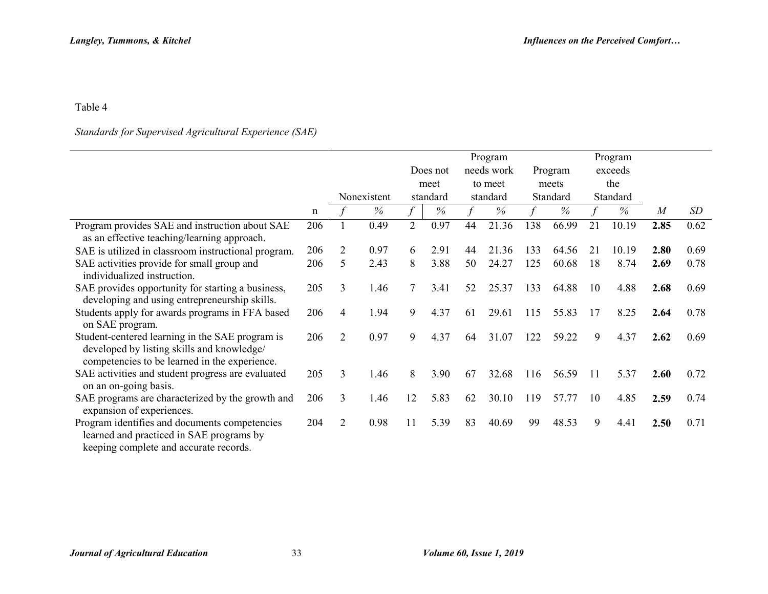Table 4

*Standards for Supervised Agricultural Experience (SAE)*

| | | Nonexistent | | Does not meet standard | | Program needs work to meet standard | | Program meets Standard | | Program exceeds the Standard | | | |
|---|---|---|---|---|---|---|---|---|---|---|---|---|---|
| | n | *f* | % | *f* | % | *f* | % | *f* | % | *f* | % | *M* | *SD* |
| Program provides SAE and instruction about SAE as an effective teaching/learning approach. | 206 | 1 | 0.49 | 2 | 0.97 | 44 | 21.36 | 138 | 66.99 | 21 | 10.19 | **2.85** | 0.62 |
| SAE is utilized in classroom instructional program. | 206 | 2 | 0.97 | 6 | 2.91 | 44 | 21.36 | 133 | 64.56 | 21 | 10.19 | **2.80** | 0.69 |
| SAE activities provide for small group and individualized instruction. | 206 | 5 | 2.43 | 8 | 3.88 | 50 | 24.27 | 125 | 60.68 | 18 | 8.74 | **2.69** | 0.78 |
| SAE provides opportunity for starting a business, developing and using entrepreneurship skills. | 205 | 3 | 1.46 | 7 | 3.41 | 52 | 25.37 | 133 | 64.88 | 10 | 4.88 | **2.68** | 0.69 |
| Students apply for awards programs in FFA based on SAE program. | 206 | 4 | 1.94 | 9 | 4.37 | 61 | 29.61 | 115 | 55.83 | 17 | 8.25 | **2.64** | 0.78 |
| Student-centered learning in the SAE program is developed by listing skills and knowledge/ competencies to be learned in the experience. | 206 | 2 | 0.97 | 9 | 4.37 | 64 | 31.07 | 122 | 59.22 | 9 | 4.37 | **2.62** | 0.69 |
| SAE activities and student progress are evaluated on an on-going basis. | 205 | 3 | 1.46 | 8 | 3.90 | 67 | 32.68 | 116 | 56.59 | 11 | 5.37 | **2.60** | 0.72 |
| SAE programs are characterized by the growth and expansion of experiences. | 206 | 3 | 1.46 | 12 | 5.83 | 62 | 30.10 | 119 | 57.77 | 10 | 4.85 | **2.59** | 0.74 |
| Program identifies and documents competencies learned and practiced in SAE programs by keeping complete and accurate records. | 204 | 2 | 0.98 | 11 | 5.39 | 83 | 40.69 | 99 | 48.53 | 9 | 4.41 | **2.50** | 0.71 |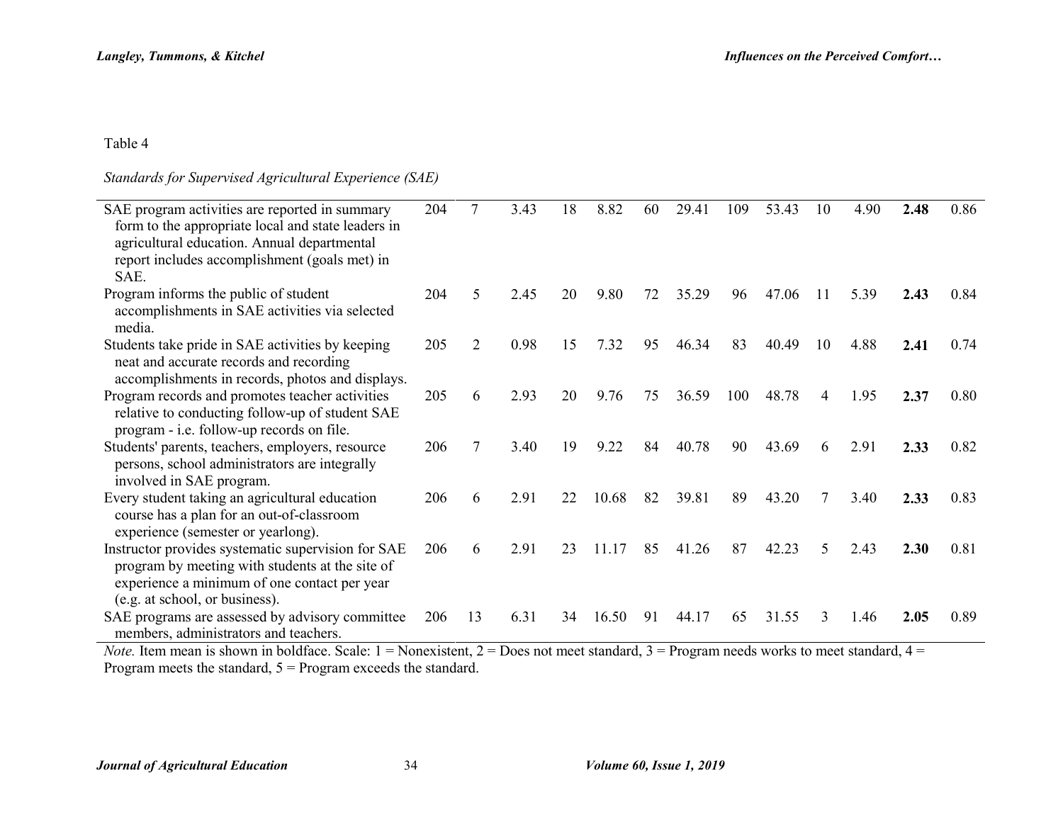Table 4

*Standards for Supervised Agricultural Experience (SAE)*

| | | | | | | | | | | | | | |
|---|---|---|---|---|---|---|---|---|---|---|---|---|---|
| SAE program activities are reported in summary form to the appropriate local and state leaders in agricultural education. Annual departmental report includes accomplishment (goals met) in SAE. | 204 | 7 | 3.43 | 18 | 8.82 | 60 | 29.41 | 109 | 53.43 | 10 | 4.90 | **2.48** | 0.86 |
| Program informs the public of student accomplishments in SAE activities via selected media. | 204 | 5 | 2.45 | 20 | 9.80 | 72 | 35.29 | 96 | 47.06 | 11 | 5.39 | **2.43** | 0.84 |
| Students take pride in SAE activities by keeping neat and accurate records and recording accomplishments in records, photos and displays. | 205 | 2 | 0.98 | 15 | 7.32 | 95 | 46.34 | 83 | 40.49 | 10 | 4.88 | **2.41** | 0.74 |
| Program records and promotes teacher activities relative to conducting follow-up of student SAE program - i.e. follow-up records on file. | 205 | 6 | 2.93 | 20 | 9.76 | 75 | 36.59 | 100 | 48.78 | 4 | 1.95 | **2.37** | 0.80 |
| Students' parents, teachers, employers, resource persons, school administrators are integrally involved in SAE program. | 206 | 7 | 3.40 | 19 | 9.22 | 84 | 40.78 | 90 | 43.69 | 6 | 2.91 | **2.33** | 0.82 |
| Every student taking an agricultural education course has a plan for an out-of-classroom experience (semester or yearlong). | 206 | 6 | 2.91 | 22 | 10.68 | 82 | 39.81 | 89 | 43.20 | 7 | 3.40 | **2.33** | 0.83 |
| Instructor provides systematic supervision for SAE program by meeting with students at the site of experience a minimum of one contact per year (e.g. at school, or business). | 206 | 6 | 2.91 | 23 | 11.17 | 85 | 41.26 | 87 | 42.23 | 5 | 2.43 | **2.30** | 0.81 |
| SAE programs are assessed by advisory committee members, administrators and teachers. | 206 | 13 | 6.31 | 34 | 16.50 | 91 | 44.17 | 65 | 31.55 | 3 | 1.46 | **2.05** | 0.89 |

*Note.* Item mean is shown in boldface. Scale: 1 = Nonexistent, 2 = Does not meet standard, 3 = Program needs works to meet standard, 4 = Program meets the standard, 5 = Program exceeds the standard.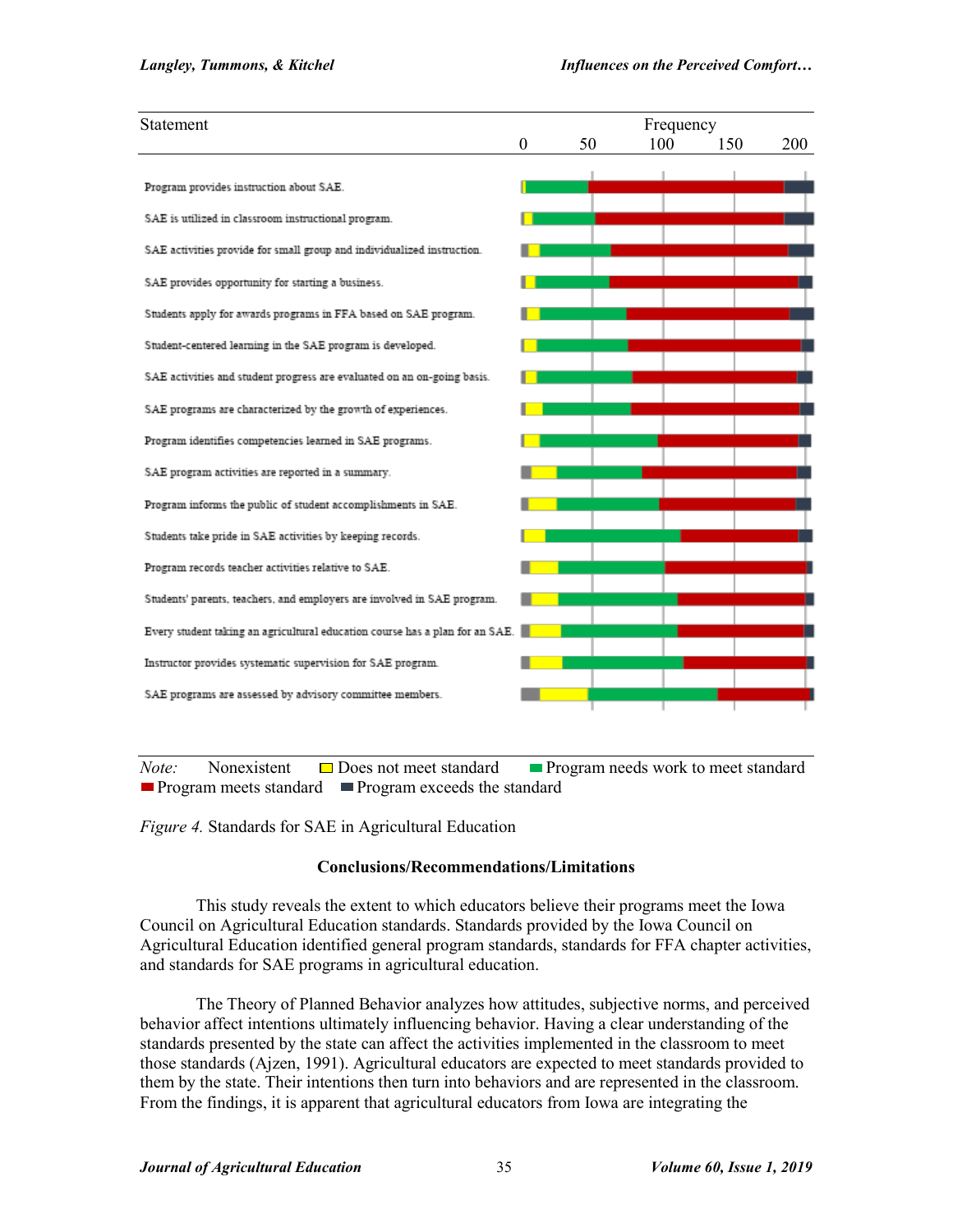| Statement | Frequency |
| --- | --- |
| | 0 50 100 150 200 |
| Program provides instruction about SAE. | |
| SAE is utilized in classroom instructional program. | |
| SAE activities provide for small group and individualized instruction. | |
| SAE provides opportunity for starting a business. | |
| Students apply for awards programs in FFA based on SAE program. | |
| Student-centered learning in the SAE program is developed. | |
| SAE activities and student progress are evaluated on an on-going basis. | |
| SAE programs are characterized by the growth of experiences. | |
| Program identifies competencies learned in SAE programs. | |
| SAE program activities are reported in a summary. | |
| Program informs the public of student accomplishments in SAE. | |
| Students take pride in SAE activities by keeping records. | |
| Program records teacher activities relative to SAE. | |
| Students' parents, teachers, and employers are involved in SAE program. | |
| Every student taking an agricultural education course has a plan for an SAE. | |
| Instructor provides systematic supervision for SAE program. | |
| SAE programs are assessed by advisory committee members. | |

*Note:* Nonexistent ▢ Does not meet standard ■ Program needs work to meet standard ■ Program meets standard ■ Program exceeds the standard

*Figure 4.* Standards for SAE in Agricultural Education

## Conclusions/Recommendations/Limitations

This study reveals the extent to which educators believe their programs meet the Iowa Council on Agricultural Education standards. Standards provided by the Iowa Council on Agricultural Education identified general program standards, standards for FFA chapter activities, and standards for SAE programs in agricultural education.

The Theory of Planned Behavior analyzes how attitudes, subjective norms, and perceived behavior affect intentions ultimately influencing behavior. Having a clear understanding of the standards presented by the state can affect the activities implemented in the classroom to meet those standards (Ajzen, 1991). Agricultural educators are expected to meet standards provided to them by the state. Their intentions then turn into behaviors and are represented in the classroom. From the findings, it is apparent that agricultural educators from Iowa are integrating the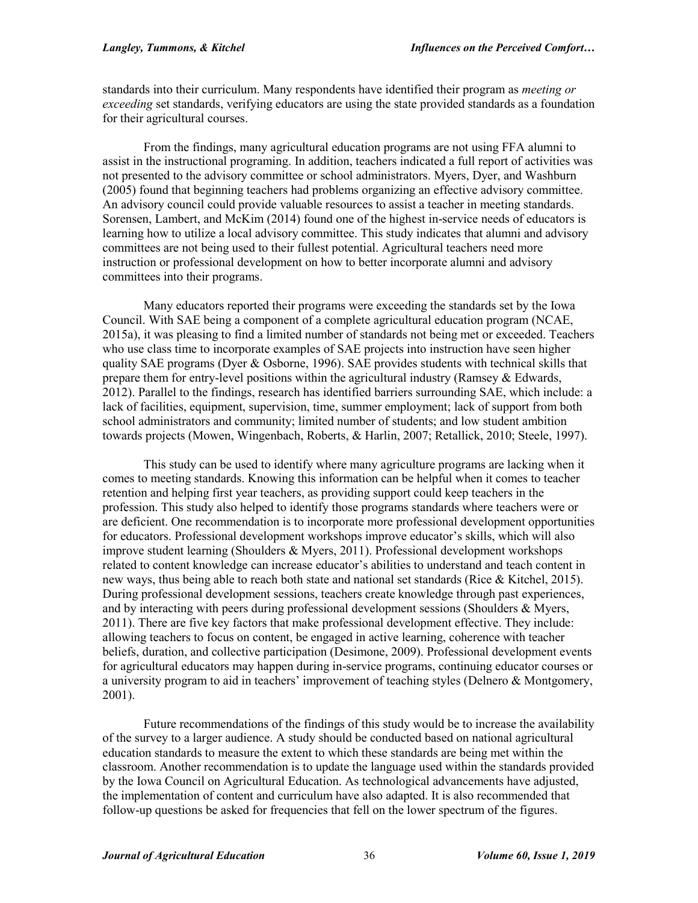standards into their curriculum. Many respondents have identified their program as *meeting or exceeding* set standards, verifying educators are using the state provided standards as a foundation for their agricultural courses.

From the findings, many agricultural education programs are not using FFA alumni to assist in the instructional programing. In addition, teachers indicated a full report of activities was not presented to the advisory committee or school administrators. Myers, Dyer, and Washburn (2005) found that beginning teachers had problems organizing an effective advisory committee. An advisory council could provide valuable resources to assist a teacher in meeting standards. Sorensen, Lambert, and McKim (2014) found one of the highest in-service needs of educators is learning how to utilize a local advisory committee. This study indicates that alumni and advisory committees are not being used to their fullest potential. Agricultural teachers need more instruction or professional development on how to better incorporate alumni and advisory committees into their programs.

Many educators reported their programs were exceeding the standards set by the Iowa Council. With SAE being a component of a complete agricultural education program (NCAE, 2015a), it was pleasing to find a limited number of standards not being met or exceeded. Teachers who use class time to incorporate examples of SAE projects into instruction have seen higher quality SAE programs (Dyer & Osborne, 1996). SAE provides students with technical skills that prepare them for entry-level positions within the agricultural industry (Ramsey & Edwards, 2012). Parallel to the findings, research has identified barriers surrounding SAE, which include: a lack of facilities, equipment, supervision, time, summer employment; lack of support from both school administrators and community; limited number of students; and low student ambition towards projects (Mowen, Wingenbach, Roberts, & Harlin, 2007; Retallick, 2010; Steele, 1997).

This study can be used to identify where many agriculture programs are lacking when it comes to meeting standards. Knowing this information can be helpful when it comes to teacher retention and helping first year teachers, as providing support could keep teachers in the profession. This study also helped to identify those programs standards where teachers were or are deficient. One recommendation is to incorporate more professional development opportunities for educators. Professional development workshops improve educator's skills, which will also improve student learning (Shoulders & Myers, 2011). Professional development workshops related to content knowledge can increase educator's abilities to understand and teach content in new ways, thus being able to reach both state and national set standards (Rice & Kitchel, 2015). During professional development sessions, teachers create knowledge through past experiences, and by interacting with peers during professional development sessions (Shoulders & Myers, 2011). There are five key factors that make professional development effective. They include: allowing teachers to focus on content, be engaged in active learning, coherence with teacher beliefs, duration, and collective participation (Desimone, 2009). Professional development events for agricultural educators may happen during in-service programs, continuing educator courses or a university program to aid in teachers' improvement of teaching styles (Delnero & Montgomery, 2001).

Future recommendations of the findings of this study would be to increase the availability of the survey to a larger audience. A study should be conducted based on national agricultural education standards to measure the extent to which these standards are being met within the classroom. Another recommendation is to update the language used within the standards provided by the Iowa Council on Agricultural Education. As technological advancements have adjusted, the implementation of content and curriculum have also adapted. It is also recommended that follow-up questions be asked for frequencies that fell on the lower spectrum of the figures.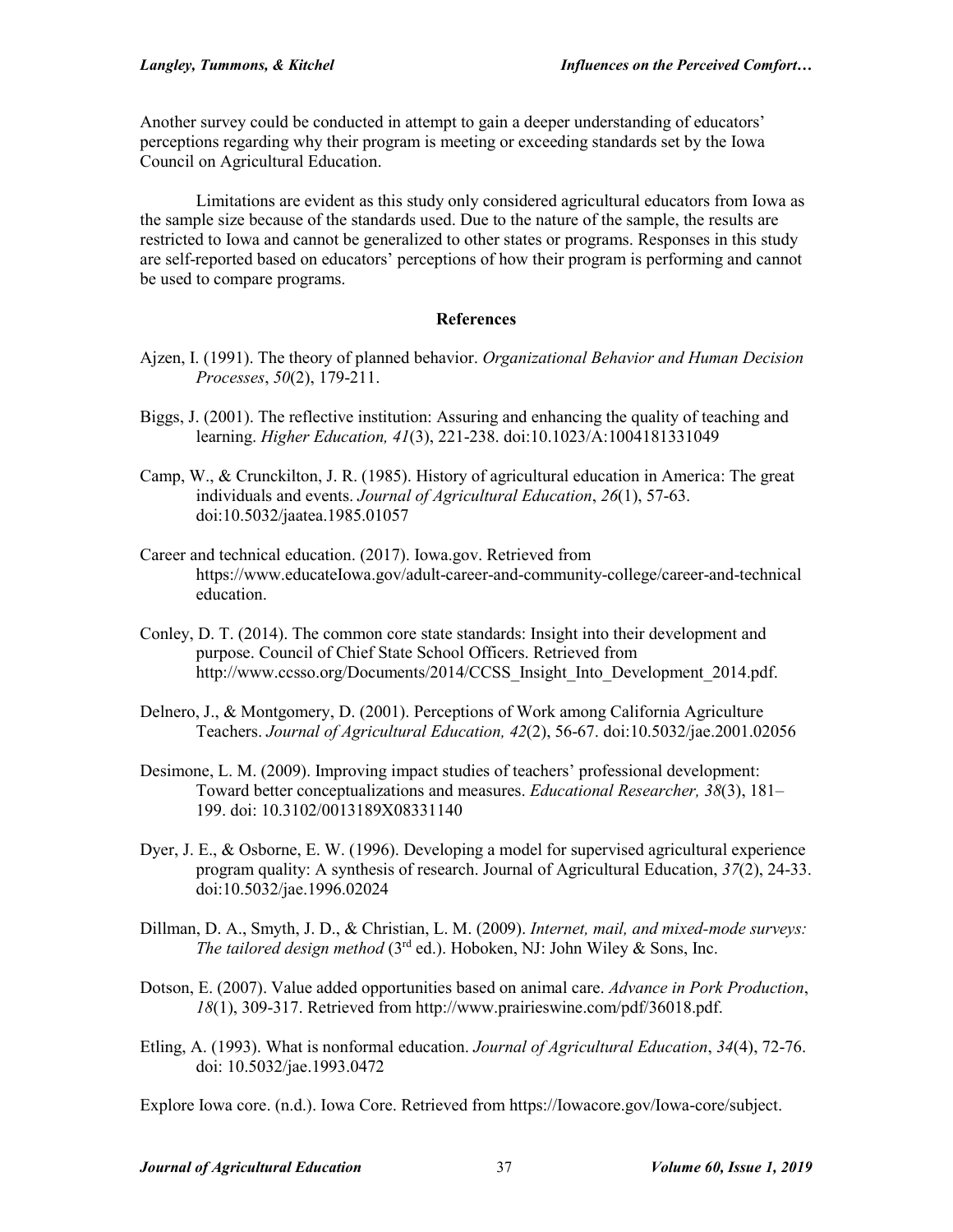Another survey could be conducted in attempt to gain a deeper understanding of educators' perceptions regarding why their program is meeting or exceeding standards set by the Iowa Council on Agricultural Education.

Limitations are evident as this study only considered agricultural educators from Iowa as the sample size because of the standards used. Due to the nature of the sample, the results are restricted to Iowa and cannot be generalized to other states or programs. Responses in this study are self-reported based on educators' perceptions of how their program is performing and cannot be used to compare programs.

## References

Ajzen, I. (1991). The theory of planned behavior. *Organizational Behavior and Human Decision Processes*, *50*(2), 179-211.

Biggs, J. (2001). The reflective institution: Assuring and enhancing the quality of teaching and learning. *Higher Education, 41*(3), 221-238. doi:10.1023/A:1004181331049

Camp, W., & Crunckilton, J. R. (1985). History of agricultural education in America: The great individuals and events. *Journal of Agricultural Education*, *26*(1), 57-63. doi:10.5032/jaatea.1985.01057

Career and technical education. (2017). Iowa.gov. Retrieved from https://www.educateIowa.gov/adult-career-and-community-college/career-and-technical education.

Conley, D. T. (2014). The common core state standards: Insight into their development and purpose. Council of Chief State School Officers. Retrieved from http://www.ccsso.org/Documents/2014/CCSS_Insight_Into_Development_2014.pdf.

Delnero, J., & Montgomery, D. (2001). Perceptions of Work among California Agriculture Teachers. *Journal of Agricultural Education, 42*(2), 56-67. doi:10.5032/jae.2001.02056

Desimone, L. M. (2009). Improving impact studies of teachers' professional development: Toward better conceptualizations and measures. *Educational Researcher, 38*(3), 181–199. doi: 10.3102/0013189X08331140

Dyer, J. E., & Osborne, E. W. (1996). Developing a model for supervised agricultural experience program quality: A synthesis of research. Journal of Agricultural Education, *37*(2), 24-33. doi:10.5032/jae.1996.02024

Dillman, D. A., Smyth, J. D., & Christian, L. M. (2009). *Internet, mail, and mixed-mode surveys: The tailored design method* (3rd ed.). Hoboken, NJ: John Wiley & Sons, Inc.

Dotson, E. (2007). Value added opportunities based on animal care. *Advance in Pork Production*, *18*(1), 309-317. Retrieved from http://www.prairieswine.com/pdf/36018.pdf.

Etling, A. (1993). What is nonformal education. *Journal of Agricultural Education*, *34*(4), 72-76. doi: 10.5032/jae.1993.0472

Explore Iowa core. (n.d.). Iowa Core. Retrieved from https://Iowacore.gov/Iowa-core/subject.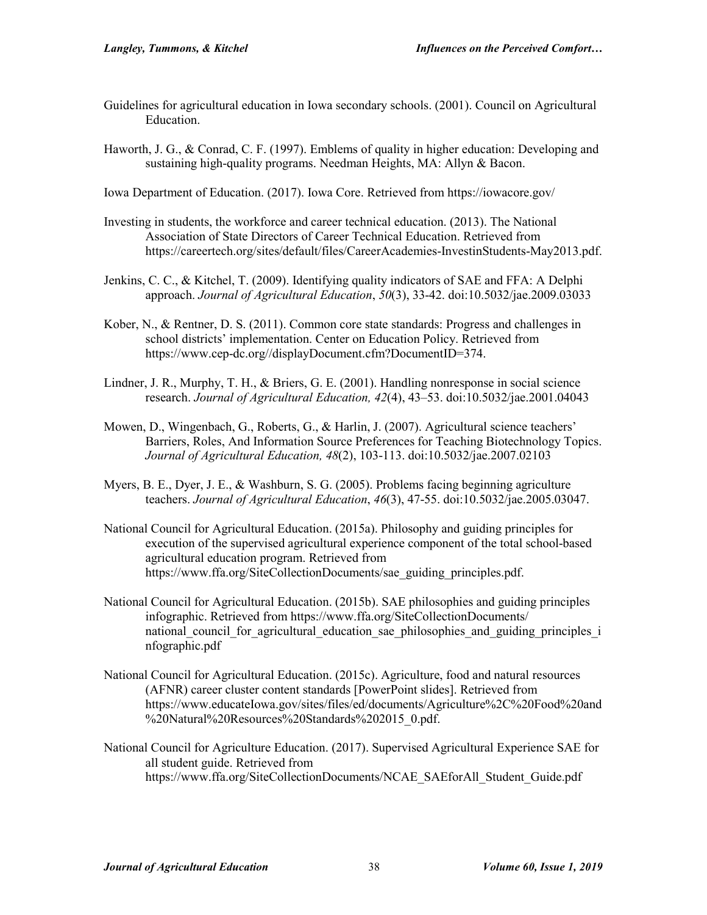Guidelines for agricultural education in Iowa secondary schools. (2001). Council on Agricultural Education.

Haworth, J. G., & Conrad, C. F. (1997). Emblems of quality in higher education: Developing and sustaining high-quality programs. Needman Heights, MA: Allyn & Bacon.

Iowa Department of Education. (2017). Iowa Core. Retrieved from https://iowacore.gov/

Investing in students, the workforce and career technical education. (2013). The National Association of State Directors of Career Technical Education. Retrieved from https://careertech.org/sites/default/files/CareerAcademies-InvestinStudents-May2013.pdf.

Jenkins, C. C., & Kitchel, T. (2009). Identifying quality indicators of SAE and FFA: A Delphi approach. *Journal of Agricultural Education*, *50*(3), 33-42. doi:10.5032/jae.2009.03033

Kober, N., & Rentner, D. S. (2011). Common core state standards: Progress and challenges in school districts' implementation. Center on Education Policy. Retrieved from https://www.cep-dc.org//displayDocument.cfm?DocumentID=374.

Lindner, J. R., Murphy, T. H., & Briers, G. E. (2001). Handling nonresponse in social science research. *Journal of Agricultural Education, 42*(4), 43–53. doi:10.5032/jae.2001.04043

Mowen, D., Wingenbach, G., Roberts, G., & Harlin, J. (2007). Agricultural science teachers' Barriers, Roles, And Information Source Preferences for Teaching Biotechnology Topics. *Journal of Agricultural Education, 48*(2), 103-113. doi:10.5032/jae.2007.02103

Myers, B. E., Dyer, J. E., & Washburn, S. G. (2005). Problems facing beginning agriculture teachers. *Journal of Agricultural Education*, *46*(3), 47-55. doi:10.5032/jae.2005.03047.

National Council for Agricultural Education. (2015a). Philosophy and guiding principles for execution of the supervised agricultural experience component of the total school-based agricultural education program. Retrieved from https://www.ffa.org/SiteCollectionDocuments/sae_guiding_principles.pdf.

National Council for Agricultural Education. (2015b). SAE philosophies and guiding principles infographic. Retrieved from https://www.ffa.org/SiteCollectionDocuments/national_council_for_agricultural_education_sae_philosophies_and_guiding_principles_infographic.pdf

National Council for Agricultural Education. (2015c). Agriculture, food and natural resources (AFNR) career cluster content standards [PowerPoint slides]. Retrieved from https://www.educateIowa.gov/sites/files/ed/documents/Agriculture%2C%20Food%20and%20Natural%20Resources%20Standards%202015_0.pdf.

National Council for Agriculture Education. (2017). Supervised Agricultural Experience SAE for all student guide. Retrieved from https://www.ffa.org/SiteCollectionDocuments/NCAE_SAEforAll_Student_Guide.pdf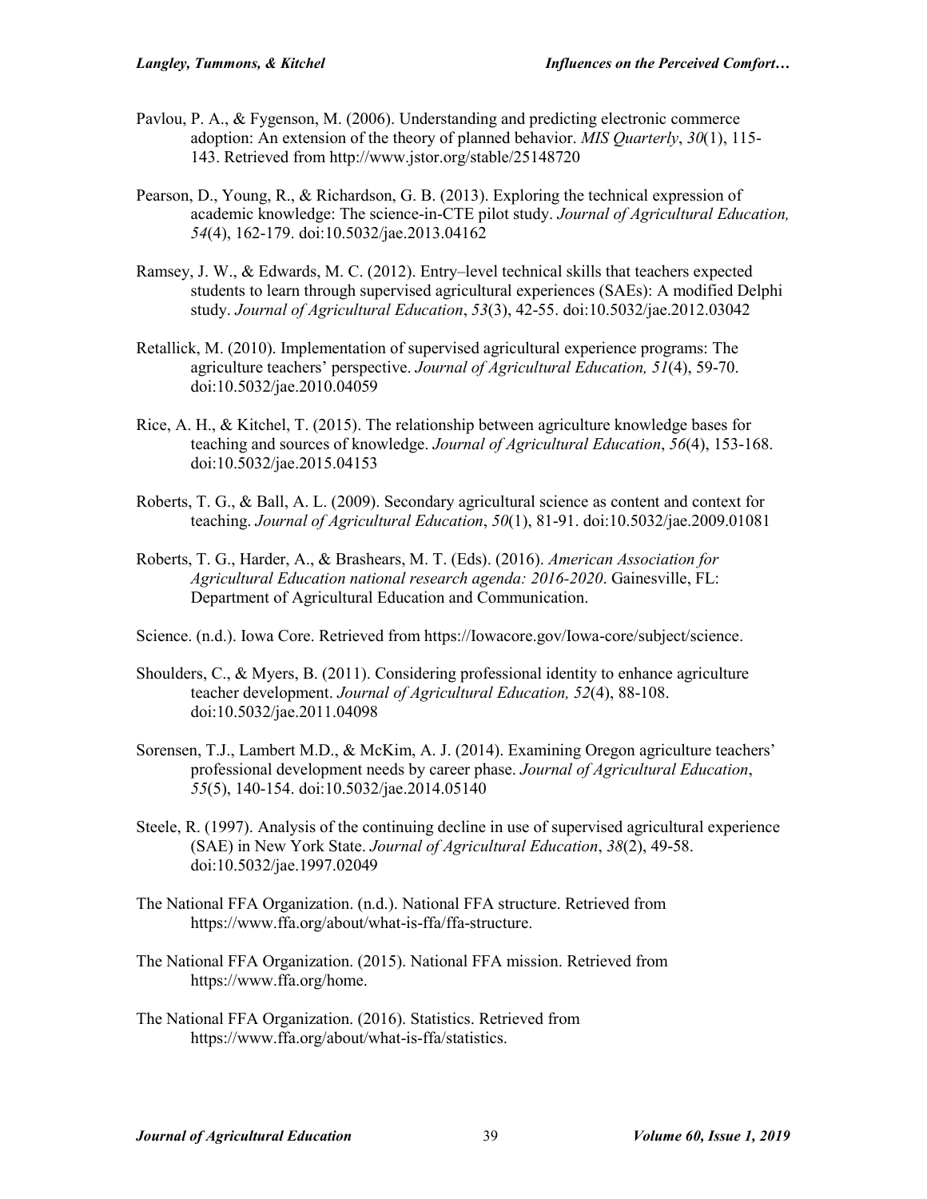Pavlou, P. A., & Fygenson, M. (2006). Understanding and predicting electronic commerce adoption: An extension of the theory of planned behavior. *MIS Quarterly*, *30*(1), 115-143. Retrieved from http://www.jstor.org/stable/25148720

Pearson, D., Young, R., & Richardson, G. B. (2013). Exploring the technical expression of academic knowledge: The science-in-CTE pilot study. *Journal of Agricultural Education, 54*(4), 162-179. doi:10.5032/jae.2013.04162

Ramsey, J. W., & Edwards, M. C. (2012). Entry–level technical skills that teachers expected students to learn through supervised agricultural experiences (SAEs): A modified Delphi study. *Journal of Agricultural Education*, *53*(3), 42-55. doi:10.5032/jae.2012.03042

Retallick, M. (2010). Implementation of supervised agricultural experience programs: The agriculture teachers' perspective. *Journal of Agricultural Education, 51*(4), 59-70. doi:10.5032/jae.2010.04059

Rice, A. H., & Kitchel, T. (2015). The relationship between agriculture knowledge bases for teaching and sources of knowledge. *Journal of Agricultural Education*, *56*(4), 153-168. doi:10.5032/jae.2015.04153

Roberts, T. G., & Ball, A. L. (2009). Secondary agricultural science as content and context for teaching. *Journal of Agricultural Education*, *50*(1), 81-91. doi:10.5032/jae.2009.01081

Roberts, T. G., Harder, A., & Brashears, M. T. (Eds). (2016). *American Association for Agricultural Education national research agenda: 2016-2020*. Gainesville, FL: Department of Agricultural Education and Communication.

Science. (n.d.). Iowa Core. Retrieved from https://Iowacore.gov/Iowa-core/subject/science.

Shoulders, C., & Myers, B. (2011). Considering professional identity to enhance agriculture teacher development. *Journal of Agricultural Education, 52*(4), 88-108. doi:10.5032/jae.2011.04098

Sorensen, T.J., Lambert M.D., & McKim, A. J. (2014). Examining Oregon agriculture teachers' professional development needs by career phase. *Journal of Agricultural Education*, *55*(5), 140-154. doi:10.5032/jae.2014.05140

Steele, R. (1997). Analysis of the continuing decline in use of supervised agricultural experience (SAE) in New York State. *Journal of Agricultural Education*, *38*(2), 49-58. doi:10.5032/jae.1997.02049

The National FFA Organization. (n.d.). National FFA structure. Retrieved from https://www.ffa.org/about/what-is-ffa/ffa-structure.

The National FFA Organization. (2015). National FFA mission. Retrieved from https://www.ffa.org/home.

The National FFA Organization. (2016). Statistics. Retrieved from https://www.ffa.org/about/what-is-ffa/statistics.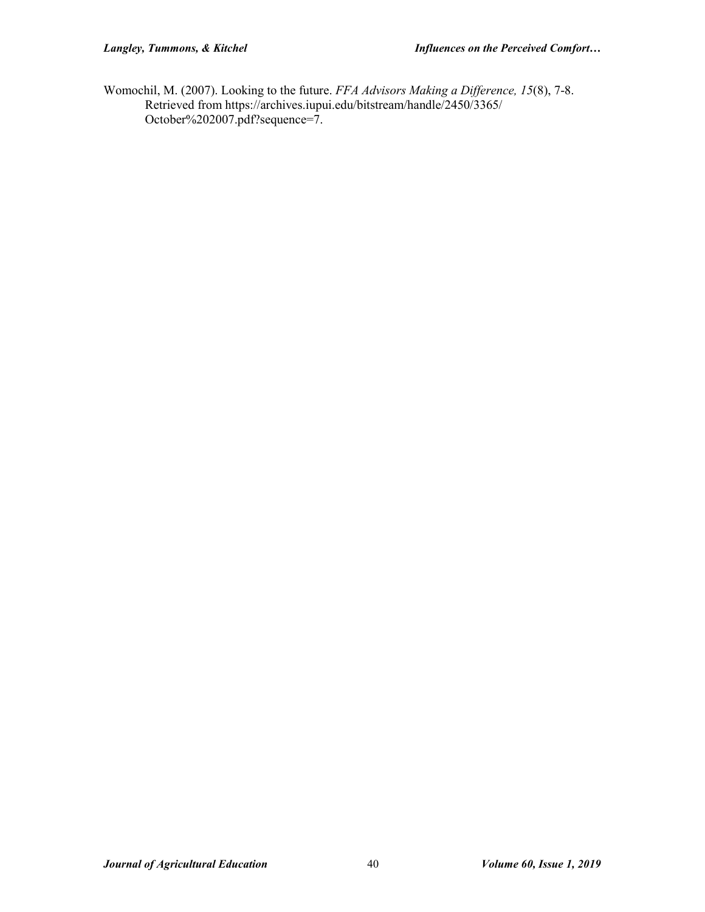Womochil, M. (2007). Looking to the future. *FFA Advisors Making a Difference, 15*(8), 7-8. Retrieved from https://archives.iupui.edu/bitstream/handle/2450/3365/October%202007.pdf?sequence=7.